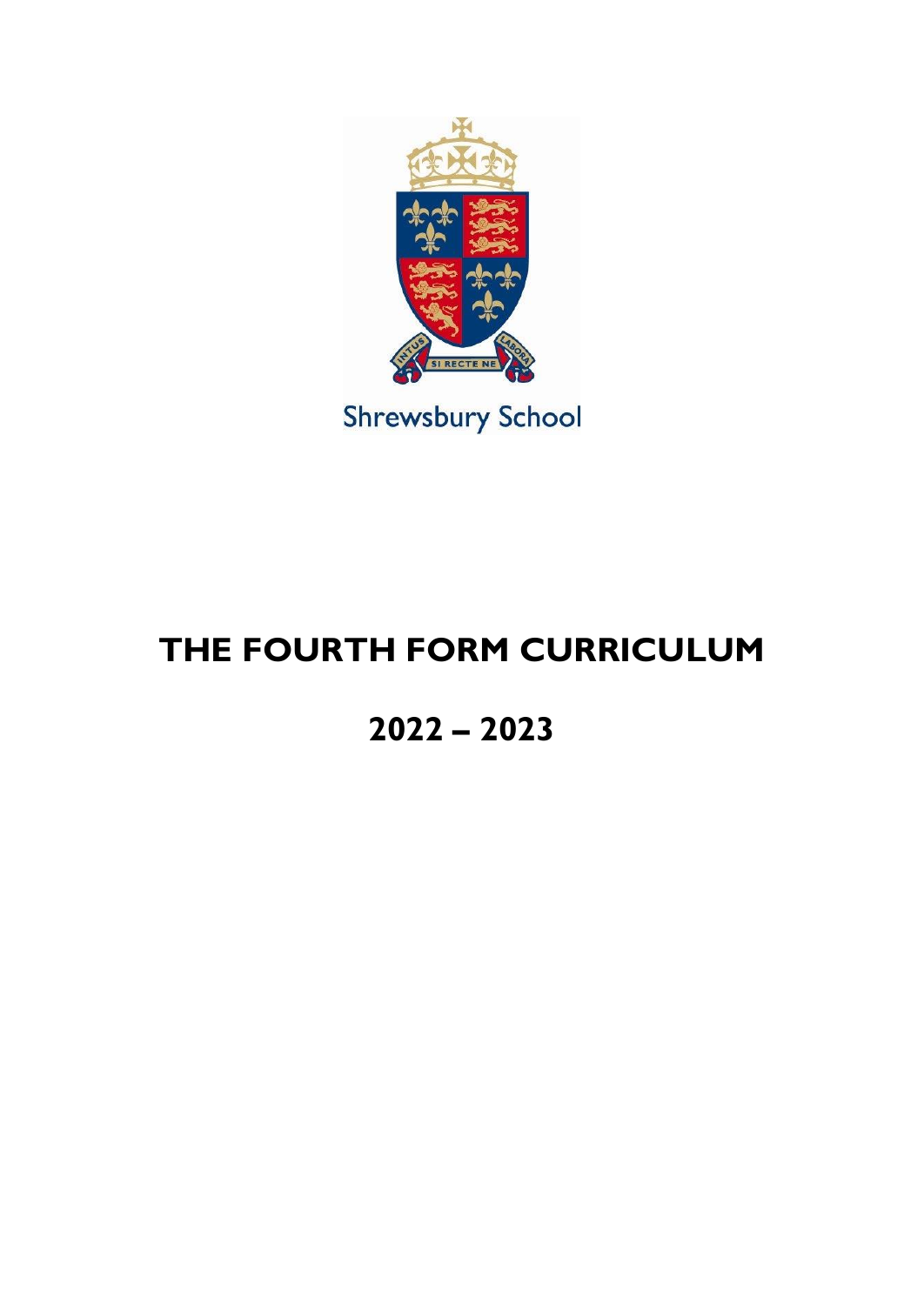Shrewsbury School

# THE FOURTH FORM CURRICULUM

# 2022 – 2023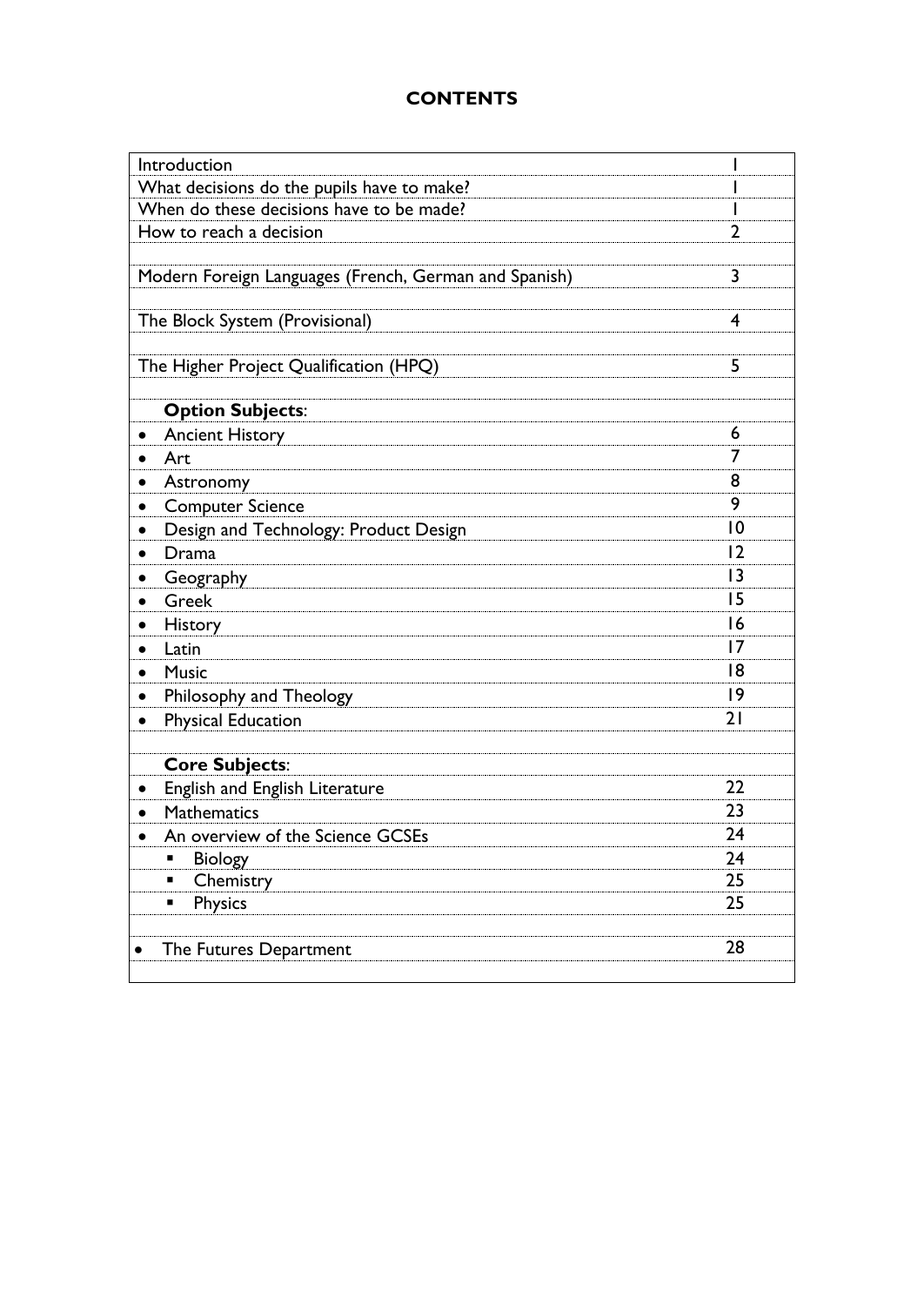# CONTENTS

| | |
|---|---|
| Introduction | 1 |
| What decisions do the pupils have to make? | 1 |
| When do these decisions have to be made? | 1 |
| How to reach a decision | 2 |
| | |
| Modern Foreign Languages (French, German and Spanish) | 3 |
| | |
| The Block System (Provisional) | 4 |
| | |
| The Higher Project Qualification (HPQ) | 5 |
| | |
| **Option Subjects**: | |
| • Ancient History | 6 |
| • Art | 7 |
| • Astronomy | 8 |
| • Computer Science | 9 |
| • Design and Technology: Product Design | 10 |
| • Drama | 12 |
| • Geography | 13 |
| • Greek | 15 |
| • History | 16 |
| • Latin | 17 |
| • Music | 18 |
| • Philosophy and Theology | 19 |
| • Physical Education | 21 |
| | |
| **Core Subjects**: | |
| • English and English Literature | 22 |
| • Mathematics | 23 |
| • An overview of the Science GCSEs | 24 |
| ▪ Biology | 24 |
| ▪ Chemistry | 25 |
| ▪ Physics | 25 |
| | |
| • The Futures Department | 28 |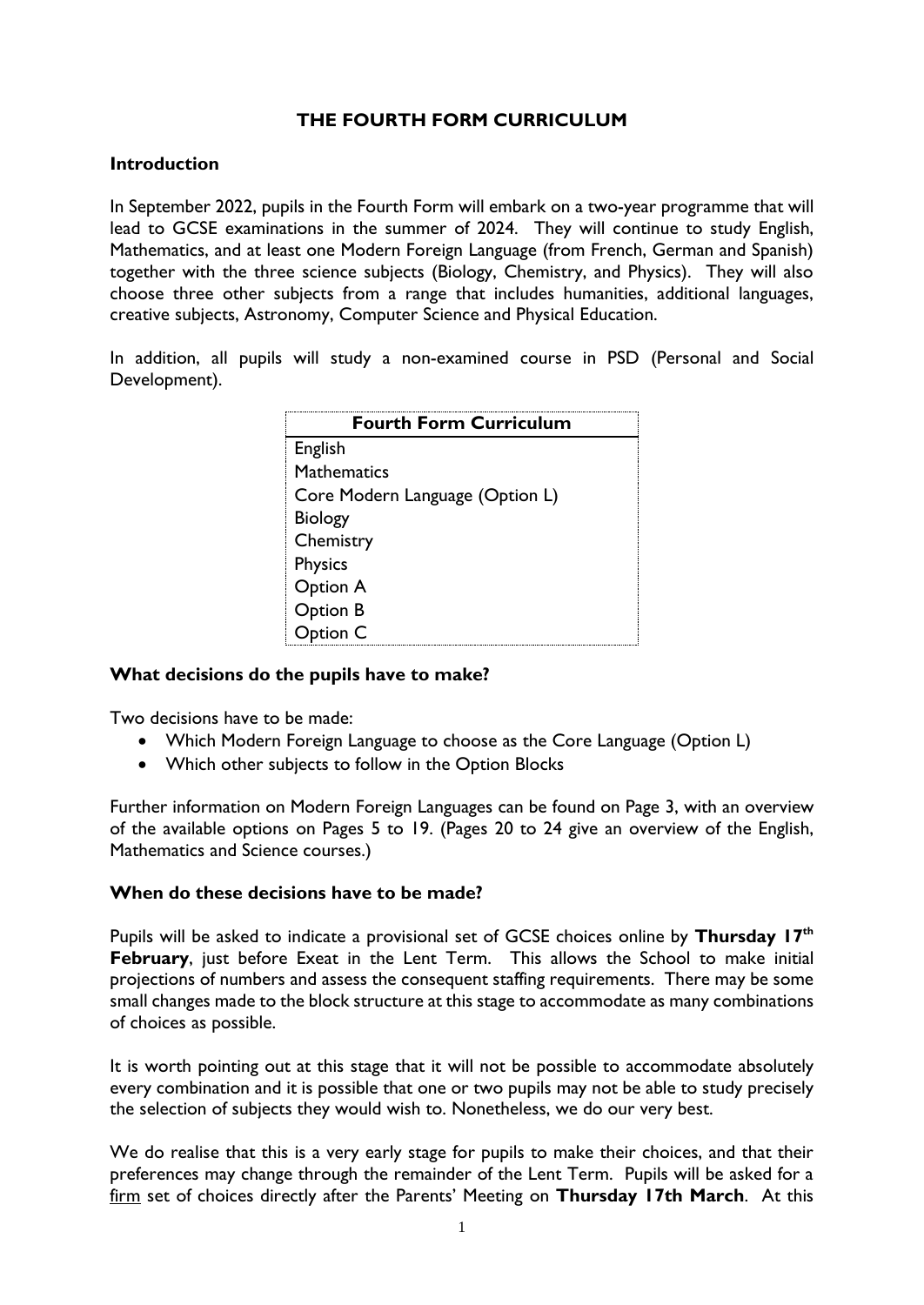# THE FOURTH FORM CURRICULUM

## Introduction

In September 2022, pupils in the Fourth Form will embark on a two-year programme that will lead to GCSE examinations in the summer of 2024. They will continue to study English, Mathematics, and at least one Modern Foreign Language (from French, German and Spanish) together with the three science subjects (Biology, Chemistry, and Physics). They will also choose three other subjects from a range that includes humanities, additional languages, creative subjects, Astronomy, Computer Science and Physical Education.

In addition, all pupils will study a non-examined course in PSD (Personal and Social Development).

| Fourth Form Curriculum |
|---|
| English |
| Mathematics |
| Core Modern Language (Option L) |
| Biology |
| Chemistry |
| Physics |
| Option A |
| Option B |
| Option C |

## What decisions do the pupils have to make?

Two decisions have to be made:

- Which Modern Foreign Language to choose as the Core Language (Option L)
- Which other subjects to follow in the Option Blocks

Further information on Modern Foreign Languages can be found on Page 3, with an overview of the available options on Pages 5 to 19. (Pages 20 to 24 give an overview of the English, Mathematics and Science courses.)

## When do these decisions have to be made?

Pupils will be asked to indicate a provisional set of GCSE choices online by **Thursday 17th February**, just before Exeat in the Lent Term. This allows the School to make initial projections of numbers and assess the consequent staffing requirements. There may be some small changes made to the block structure at this stage to accommodate as many combinations of choices as possible.

It is worth pointing out at this stage that it will not be possible to accommodate absolutely every combination and it is possible that one or two pupils may not be able to study precisely the selection of subjects they would wish to. Nonetheless, we do our very best.

We do realise that this is a very early stage for pupils to make their choices, and that their preferences may change through the remainder of the Lent Term. Pupils will be asked for a firm set of choices directly after the Parents' Meeting on **Thursday 17th March**. At this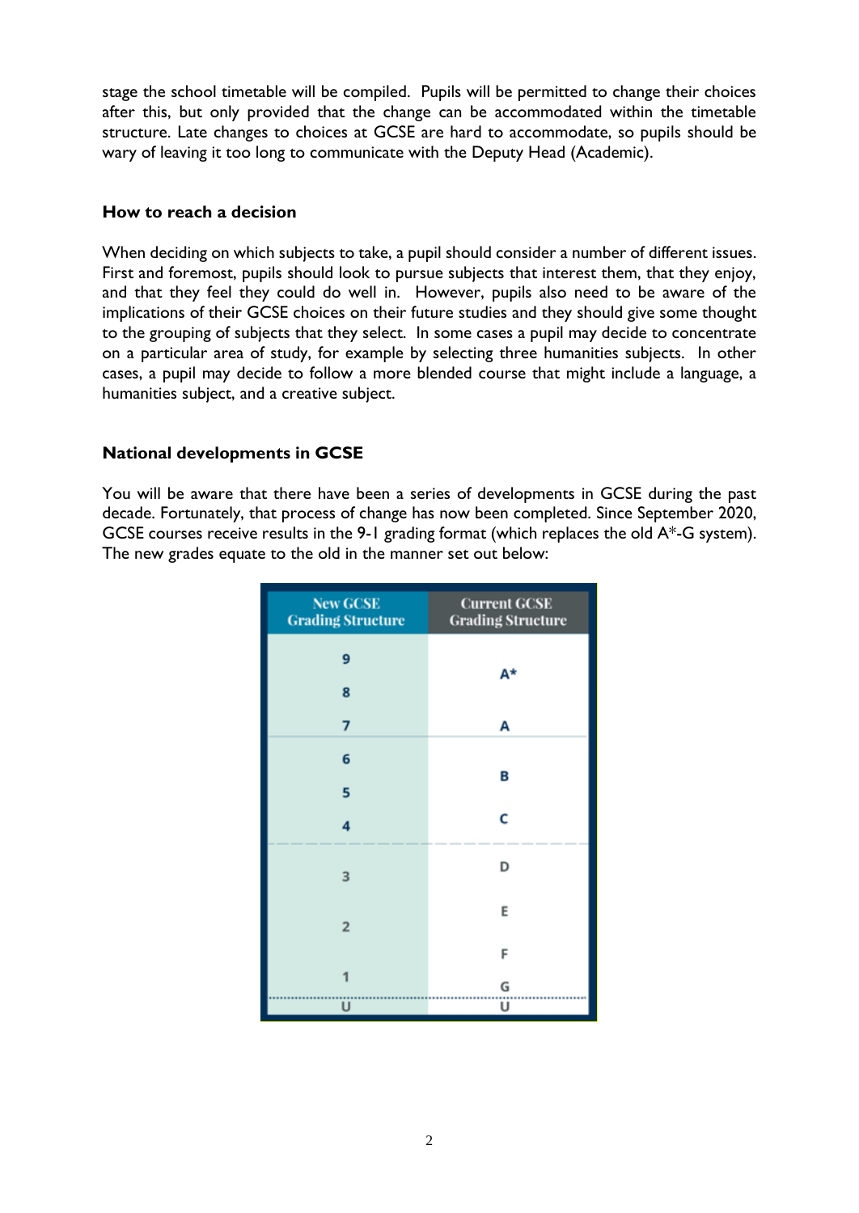stage the school timetable will be compiled. Pupils will be permitted to change their choices after this, but only provided that the change can be accommodated within the timetable structure. Late changes to choices at GCSE are hard to accommodate, so pupils should be wary of leaving it too long to communicate with the Deputy Head (Academic).

## How to reach a decision

When deciding on which subjects to take, a pupil should consider a number of different issues. First and foremost, pupils should look to pursue subjects that interest them, that they enjoy, and that they feel they could do well in. However, pupils also need to be aware of the implications of their GCSE choices on their future studies and they should give some thought to the grouping of subjects that they select. In some cases a pupil may decide to concentrate on a particular area of study, for example by selecting three humanities subjects. In other cases, a pupil may decide to follow a more blended course that might include a language, a humanities subject, and a creative subject.

## National developments in GCSE

You will be aware that there have been a series of developments in GCSE during the past decade. Fortunately, that process of change has now been completed. Since September 2020, GCSE courses receive results in the 9-1 grading format (which replaces the old A*-G system). The new grades equate to the old in the manner set out below:

| New GCSE Grading Structure | Current GCSE Grading Structure |
|---|---|
| 9 | A* |
| 8 | A* |
| 7 | A |
| 6 | B |
| 5 | B |
| 4 | C |
| 3 | D |
| 2 | E |
| 1 | F / G |
| U | U |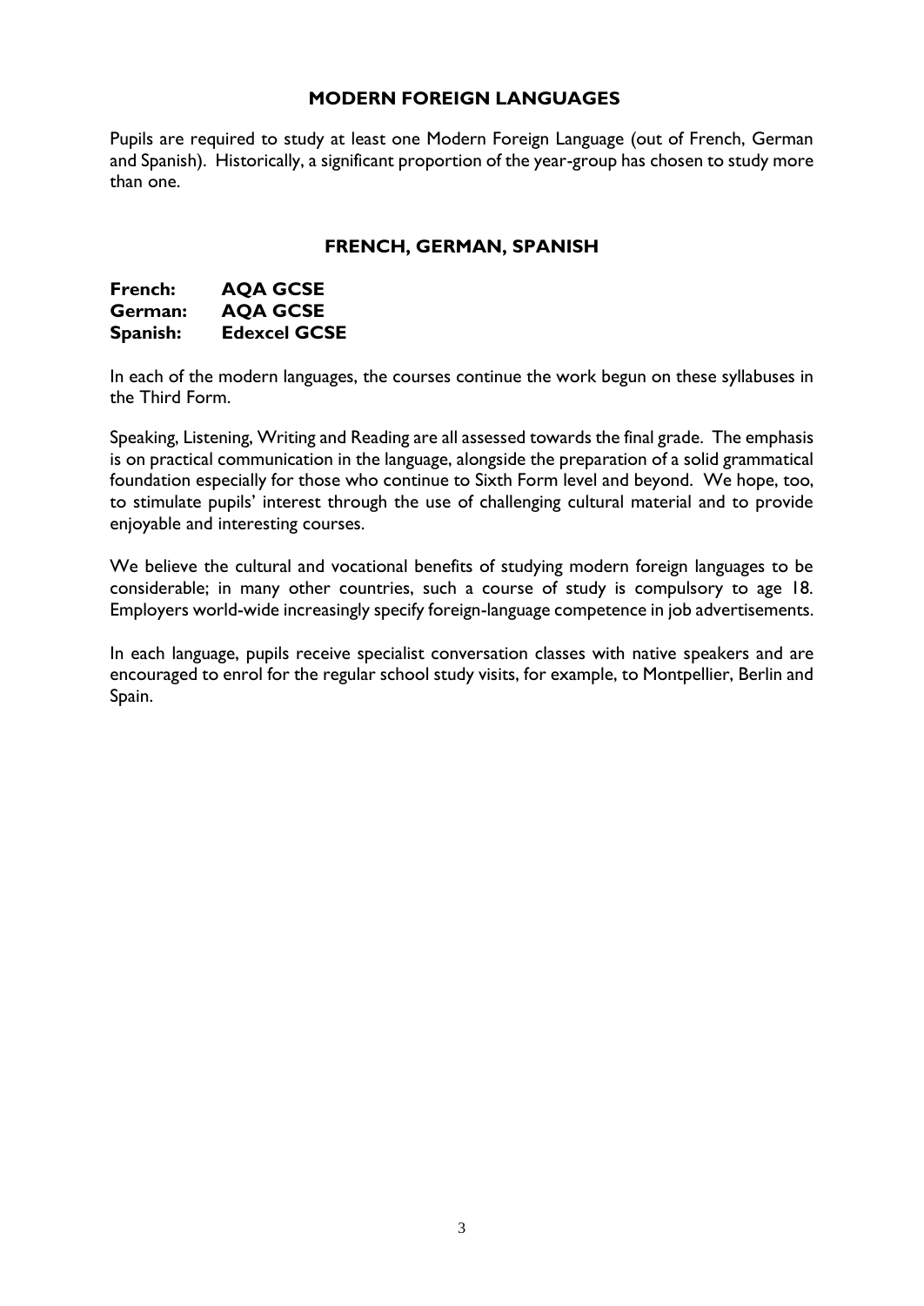## MODERN FOREIGN LANGUAGES

Pupils are required to study at least one Modern Foreign Language (out of French, German and Spanish). Historically, a significant proportion of the year-group has chosen to study more than one.

## FRENCH, GERMAN, SPANISH

**French: AQA GCSE**
**German: AQA GCSE**
**Spanish: Edexcel GCSE**

In each of the modern languages, the courses continue the work begun on these syllabuses in the Third Form.

Speaking, Listening, Writing and Reading are all assessed towards the final grade. The emphasis is on practical communication in the language, alongside the preparation of a solid grammatical foundation especially for those who continue to Sixth Form level and beyond. We hope, too, to stimulate pupils' interest through the use of challenging cultural material and to provide enjoyable and interesting courses.

We believe the cultural and vocational benefits of studying modern foreign languages to be considerable; in many other countries, such a course of study is compulsory to age 18. Employers world-wide increasingly specify foreign-language competence in job advertisements.

In each language, pupils receive specialist conversation classes with native speakers and are encouraged to enrol for the regular school study visits, for example, to Montpellier, Berlin and Spain.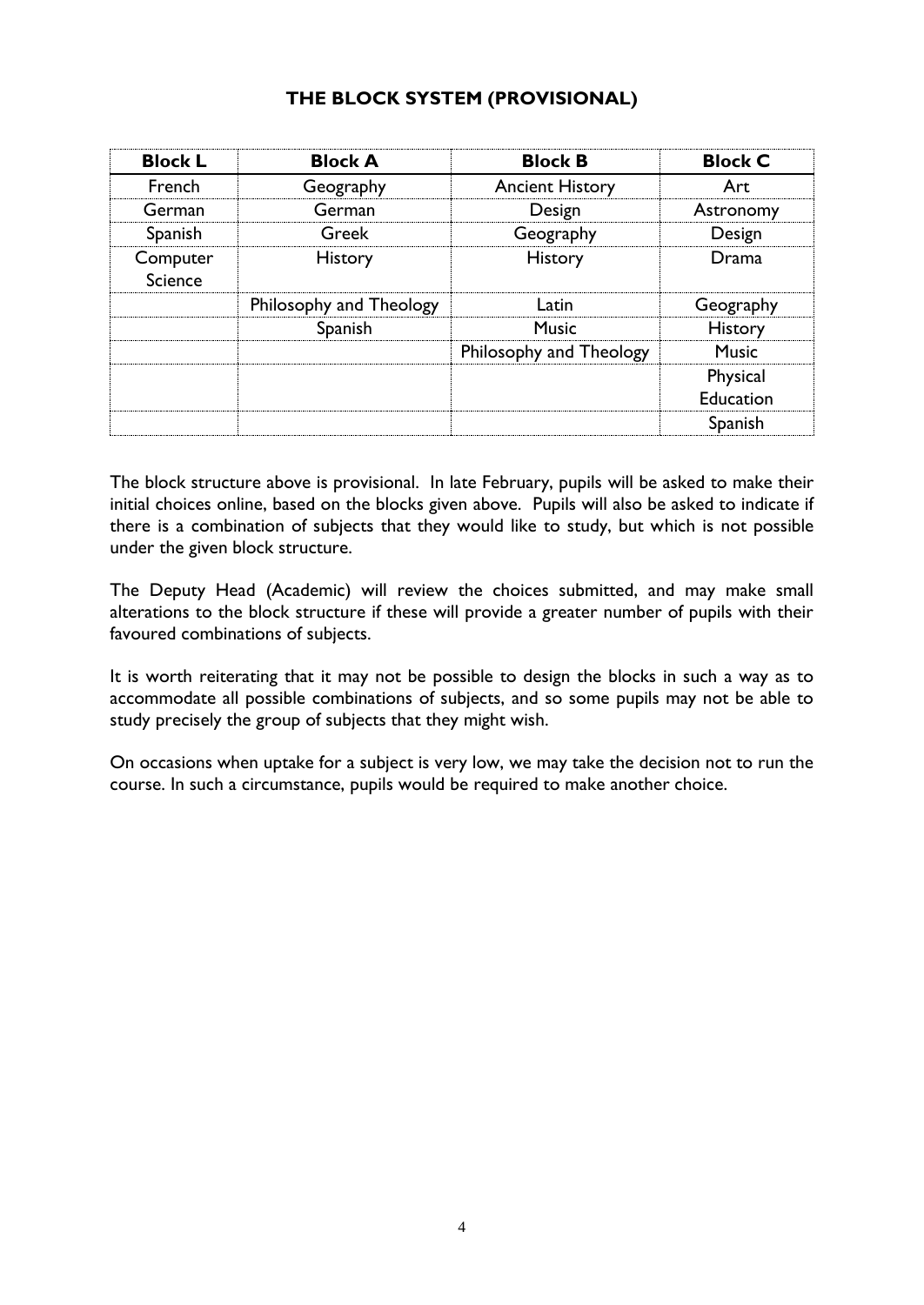## THE BLOCK SYSTEM (PROVISIONAL)

| **Block L** | **Block A** | **Block B** | **Block C** |
| --- | --- | --- | --- |
| French | Geography | Ancient History | Art |
| German | German | Design | Astronomy |
| Spanish | Greek | Geography | Design |
| Computer Science | History | History | Drama |
| | Philosophy and Theology | Latin | Geography |
| | Spanish | Music | History |
| | | Philosophy and Theology | Music |
| | | | Physical Education |
| | | | Spanish |

The block structure above is provisional. In late February, pupils will be asked to make their initial choices online, based on the blocks given above. Pupils will also be asked to indicate if there is a combination of subjects that they would like to study, but which is not possible under the given block structure.

The Deputy Head (Academic) will review the choices submitted, and may make small alterations to the block structure if these will provide a greater number of pupils with their favoured combinations of subjects.

It is worth reiterating that it may not be possible to design the blocks in such a way as to accommodate all possible combinations of subjects, and so some pupils may not be able to study precisely the group of subjects that they might wish.

On occasions when uptake for a subject is very low, we may take the decision not to run the course. In such a circumstance, pupils would be required to make another choice.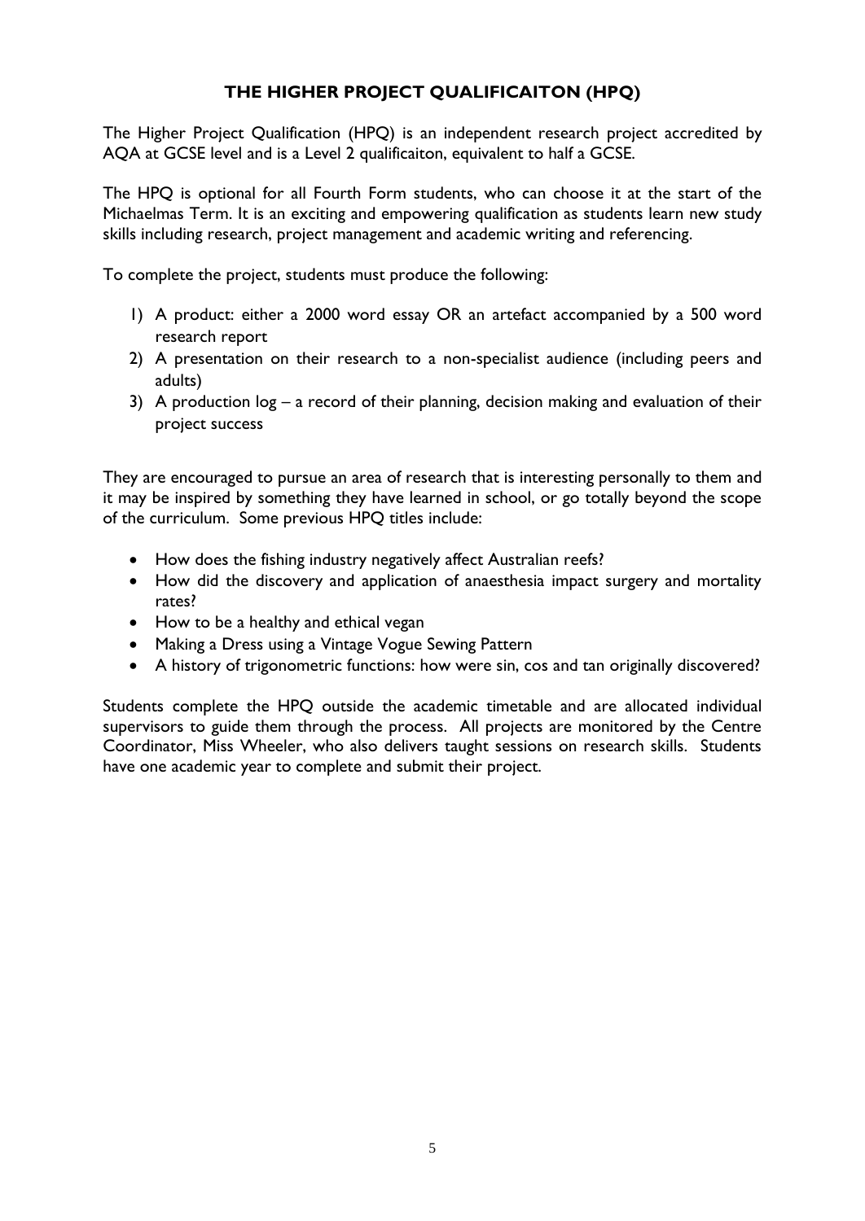# THE HIGHER PROJECT QUALIFICAITON (HPQ)

The Higher Project Qualification (HPQ) is an independent research project accredited by AQA at GCSE level and is a Level 2 qualificaiton, equivalent to half a GCSE.

The HPQ is optional for all Fourth Form students, who can choose it at the start of the Michaelmas Term. It is an exciting and empowering qualification as students learn new study skills including research, project management and academic writing and referencing.

To complete the project, students must produce the following:

1) A product: either a 2000 word essay OR an artefact accompanied by a 500 word research report
2) A presentation on their research to a non-specialist audience (including peers and adults)
3) A production log – a record of their planning, decision making and evaluation of their project success

They are encouraged to pursue an area of research that is interesting personally to them and it may be inspired by something they have learned in school, or go totally beyond the scope of the curriculum. Some previous HPQ titles include:

- How does the fishing industry negatively affect Australian reefs?
- How did the discovery and application of anaesthesia impact surgery and mortality rates?
- How to be a healthy and ethical vegan
- Making a Dress using a Vintage Vogue Sewing Pattern
- A history of trigonometric functions: how were sin, cos and tan originally discovered?

Students complete the HPQ outside the academic timetable and are allocated individual supervisors to guide them through the process. All projects are monitored by the Centre Coordinator, Miss Wheeler, who also delivers taught sessions on research skills. Students have one academic year to complete and submit their project.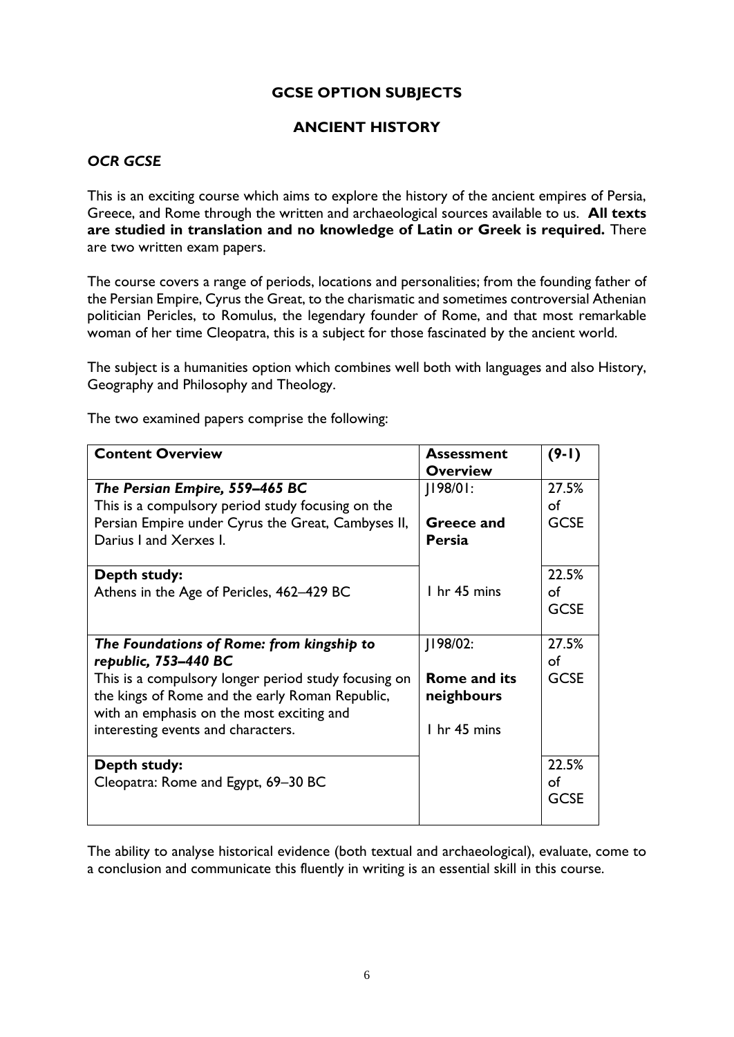## GCSE OPTION SUBJECTS

## ANCIENT HISTORY

### *OCR GCSE*

This is an exciting course which aims to explore the history of the ancient empires of Persia, Greece, and Rome through the written and archaeological sources available to us. **All texts are studied in translation and no knowledge of Latin or Greek is required.** There are two written exam papers.

The course covers a range of periods, locations and personalities; from the founding father of the Persian Empire, Cyrus the Great, to the charismatic and sometimes controversial Athenian politician Pericles, to Romulus, the legendary founder of Rome, and that most remarkable woman of her time Cleopatra, this is a subject for those fascinated by the ancient world.

The subject is a humanities option which combines well both with languages and also History, Geography and Philosophy and Theology.

The two examined papers comprise the following:

| **Content Overview** | **Assessment Overview** | **(9-1)** |
|---|---|---|
| ***The Persian Empire, 559–465 BC***<br>This is a compulsory period study focusing on the Persian Empire under Cyrus the Great, Cambyses II, Darius I and Xerxes I. | J198/01:<br><br>**Greece and Persia**<br><br>1 hr 45 mins | 27.5% of GCSE |
| **Depth study:**<br>Athens in the Age of Pericles, 462–429 BC | | 22.5% of GCSE |
| ***The Foundations of Rome: from kingship to republic, 753–440 BC***<br>This is a compulsory longer period study focusing on the kings of Rome and the early Roman Republic, with an emphasis on the most exciting and interesting events and characters. | J198/02:<br><br>**Rome and its neighbours**<br><br>1 hr 45 mins | 27.5% of GCSE |
| **Depth study:**<br>Cleopatra: Rome and Egypt, 69–30 BC | | 22.5% of GCSE |

The ability to analyse historical evidence (both textual and archaeological), evaluate, come to a conclusion and communicate this fluently in writing is an essential skill in this course.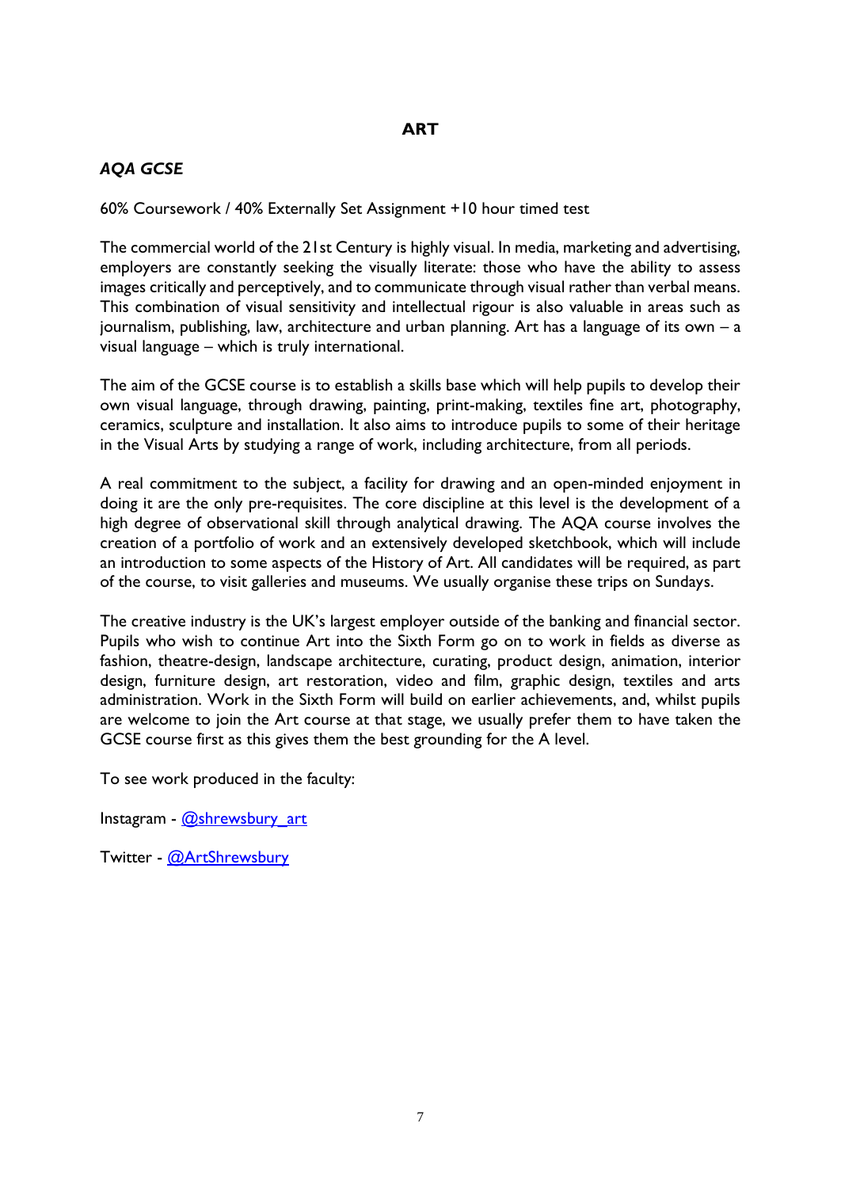# ART

### *AQA GCSE*

60% Coursework / 40% Externally Set Assignment +10 hour timed test

The commercial world of the 21st Century is highly visual. In media, marketing and advertising, employers are constantly seeking the visually literate: those who have the ability to assess images critically and perceptively, and to communicate through visual rather than verbal means. This combination of visual sensitivity and intellectual rigour is also valuable in areas such as journalism, publishing, law, architecture and urban planning. Art has a language of its own – a visual language – which is truly international.

The aim of the GCSE course is to establish a skills base which will help pupils to develop their own visual language, through drawing, painting, print-making, textiles fine art, photography, ceramics, sculpture and installation. It also aims to introduce pupils to some of their heritage in the Visual Arts by studying a range of work, including architecture, from all periods.

A real commitment to the subject, a facility for drawing and an open-minded enjoyment in doing it are the only pre-requisites. The core discipline at this level is the development of a high degree of observational skill through analytical drawing. The AQA course involves the creation of a portfolio of work and an extensively developed sketchbook, which will include an introduction to some aspects of the History of Art. All candidates will be required, as part of the course, to visit galleries and museums. We usually organise these trips on Sundays.

The creative industry is the UK's largest employer outside of the banking and financial sector. Pupils who wish to continue Art into the Sixth Form go on to work in fields as diverse as fashion, theatre-design, landscape architecture, curating, product design, animation, interior design, furniture design, art restoration, video and film, graphic design, textiles and arts administration. Work in the Sixth Form will build on earlier achievements, and, whilst pupils are welcome to join the Art course at that stage, we usually prefer them to have taken the GCSE course first as this gives them the best grounding for the A level.

To see work produced in the faculty:

Instagram - @shrewsbury_art

Twitter - @ArtShrewsbury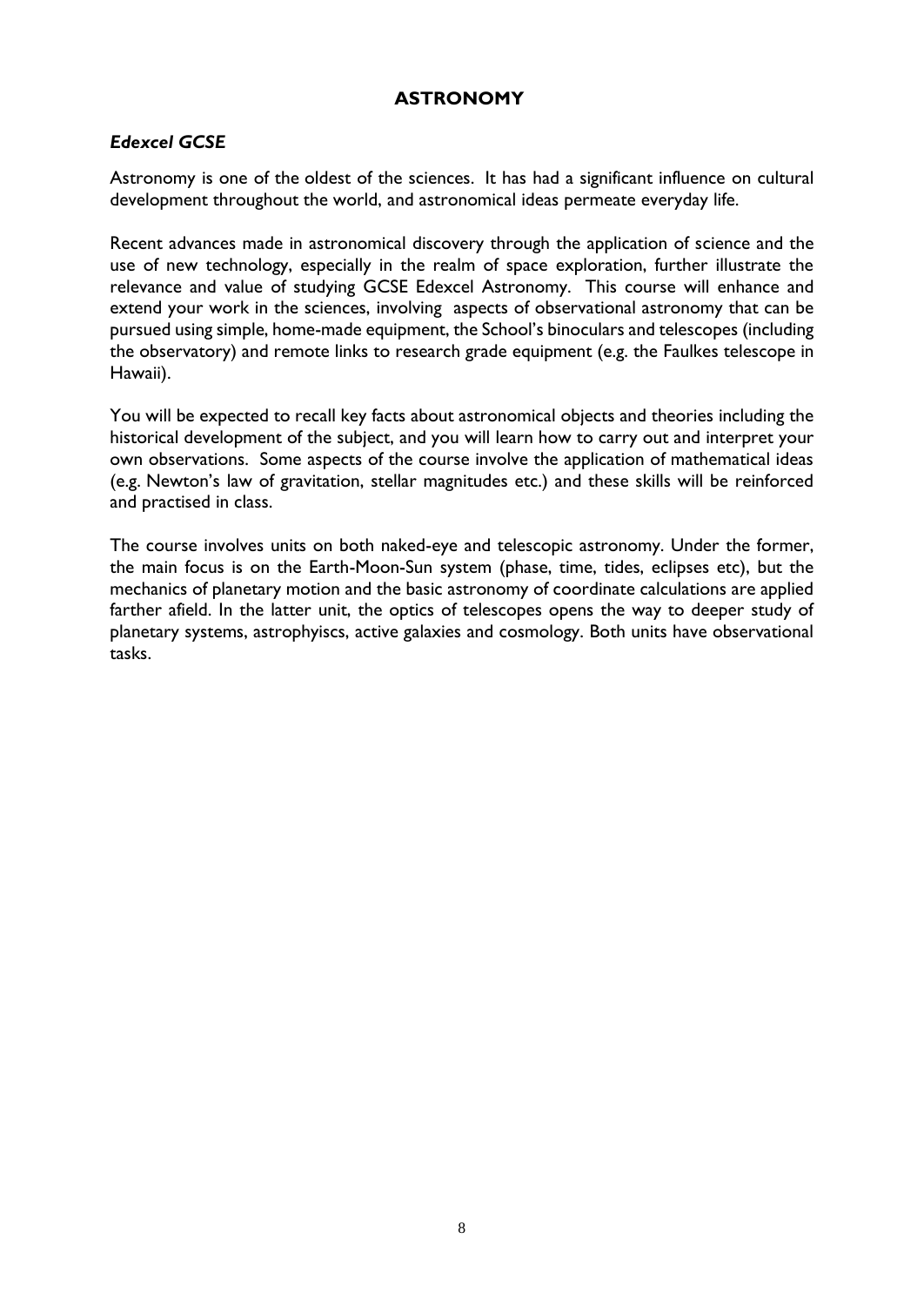## ASTRONOMY

### *Edexcel GCSE*

Astronomy is one of the oldest of the sciences. It has had a significant influence on cultural development throughout the world, and astronomical ideas permeate everyday life.

Recent advances made in astronomical discovery through the application of science and the use of new technology, especially in the realm of space exploration, further illustrate the relevance and value of studying GCSE Edexcel Astronomy. This course will enhance and extend your work in the sciences, involving aspects of observational astronomy that can be pursued using simple, home-made equipment, the School's binoculars and telescopes (including the observatory) and remote links to research grade equipment (e.g. the Faulkes telescope in Hawaii).

You will be expected to recall key facts about astronomical objects and theories including the historical development of the subject, and you will learn how to carry out and interpret your own observations. Some aspects of the course involve the application of mathematical ideas (e.g. Newton's law of gravitation, stellar magnitudes etc.) and these skills will be reinforced and practised in class.

The course involves units on both naked-eye and telescopic astronomy. Under the former, the main focus is on the Earth-Moon-Sun system (phase, time, tides, eclipses etc), but the mechanics of planetary motion and the basic astronomy of coordinate calculations are applied farther afield. In the latter unit, the optics of telescopes opens the way to deeper study of planetary systems, astrophyiscs, active galaxies and cosmology. Both units have observational tasks.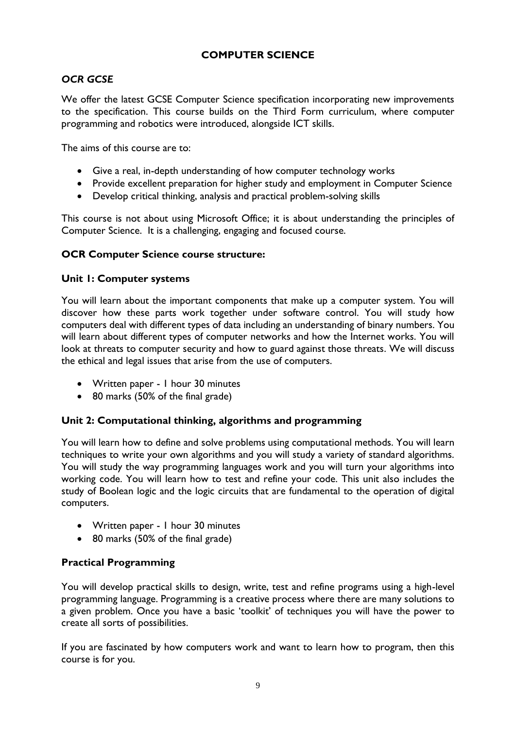# COMPUTER SCIENCE

## *OCR GCSE*

We offer the latest GCSE Computer Science specification incorporating new improvements to the specification. This course builds on the Third Form curriculum, where computer programming and robotics were introduced, alongside ICT skills.

The aims of this course are to:

- Give a real, in-depth understanding of how computer technology works
- Provide excellent preparation for higher study and employment in Computer Science
- Develop critical thinking, analysis and practical problem-solving skills

This course is not about using Microsoft Office; it is about understanding the principles of Computer Science. It is a challenging, engaging and focused course.

### OCR Computer Science course structure:

### Unit 1: Computer systems

You will learn about the important components that make up a computer system. You will discover how these parts work together under software control. You will study how computers deal with different types of data including an understanding of binary numbers. You will learn about different types of computer networks and how the Internet works. You will look at threats to computer security and how to guard against those threats. We will discuss the ethical and legal issues that arise from the use of computers.

- Written paper - 1 hour 30 minutes
- 80 marks (50% of the final grade)

### Unit 2: Computational thinking, algorithms and programming

You will learn how to define and solve problems using computational methods. You will learn techniques to write your own algorithms and you will study a variety of standard algorithms. You will study the way programming languages work and you will turn your algorithms into working code. You will learn how to test and refine your code. This unit also includes the study of Boolean logic and the logic circuits that are fundamental to the operation of digital computers.

- Written paper - 1 hour 30 minutes
- 80 marks (50% of the final grade)

### Practical Programming

You will develop practical skills to design, write, test and refine programs using a high-level programming language. Programming is a creative process where there are many solutions to a given problem. Once you have a basic 'toolkit' of techniques you will have the power to create all sorts of possibilities.

If you are fascinated by how computers work and want to learn how to program, then this course is for you.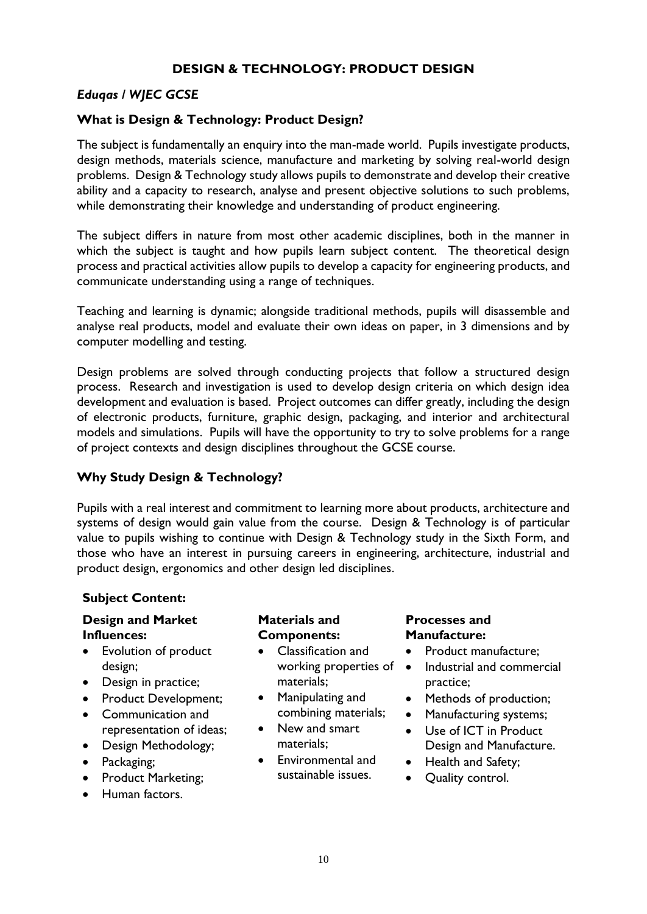# DESIGN & TECHNOLOGY: PRODUCT DESIGN

## *Eduqas / WJEC GCSE*

### What is Design & Technology: Product Design?

The subject is fundamentally an enquiry into the man-made world. Pupils investigate products, design methods, materials science, manufacture and marketing by solving real-world design problems. Design & Technology study allows pupils to demonstrate and develop their creative ability and a capacity to research, analyse and present objective solutions to such problems, while demonstrating their knowledge and understanding of product engineering.

The subject differs in nature from most other academic disciplines, both in the manner in which the subject is taught and how pupils learn subject content. The theoretical design process and practical activities allow pupils to develop a capacity for engineering products, and communicate understanding using a range of techniques.

Teaching and learning is dynamic; alongside traditional methods, pupils will disassemble and analyse real products, model and evaluate their own ideas on paper, in 3 dimensions and by computer modelling and testing.

Design problems are solved through conducting projects that follow a structured design process. Research and investigation is used to develop design criteria on which design idea development and evaluation is based. Project outcomes can differ greatly, including the design of electronic products, furniture, graphic design, packaging, and interior and architectural models and simulations. Pupils will have the opportunity to try to solve problems for a range of project contexts and design disciplines throughout the GCSE course.

### Why Study Design & Technology?

Pupils with a real interest and commitment to learning more about products, architecture and systems of design would gain value from the course. Design & Technology is of particular value to pupils wishing to continue with Design & Technology study in the Sixth Form, and those who have an interest in pursuing careers in engineering, architecture, industrial and product design, ergonomics and other design led disciplines.

**Subject Content:**

**Design and Market Influences:**

- Evolution of product design;
- Design in practice;
- Product Development;
- Communication and representation of ideas;
- Design Methodology;
- Packaging;
- Product Marketing;
- Human factors.

**Materials and Components:**

- Classification and working properties of materials;
- Manipulating and combining materials;
- New and smart materials;
- Environmental and sustainable issues.

**Processes and Manufacture:**

- Product manufacture;
- Industrial and commercial practice;
- Methods of production;
- Manufacturing systems;
- Use of ICT in Product Design and Manufacture.
- Health and Safety;
- Quality control.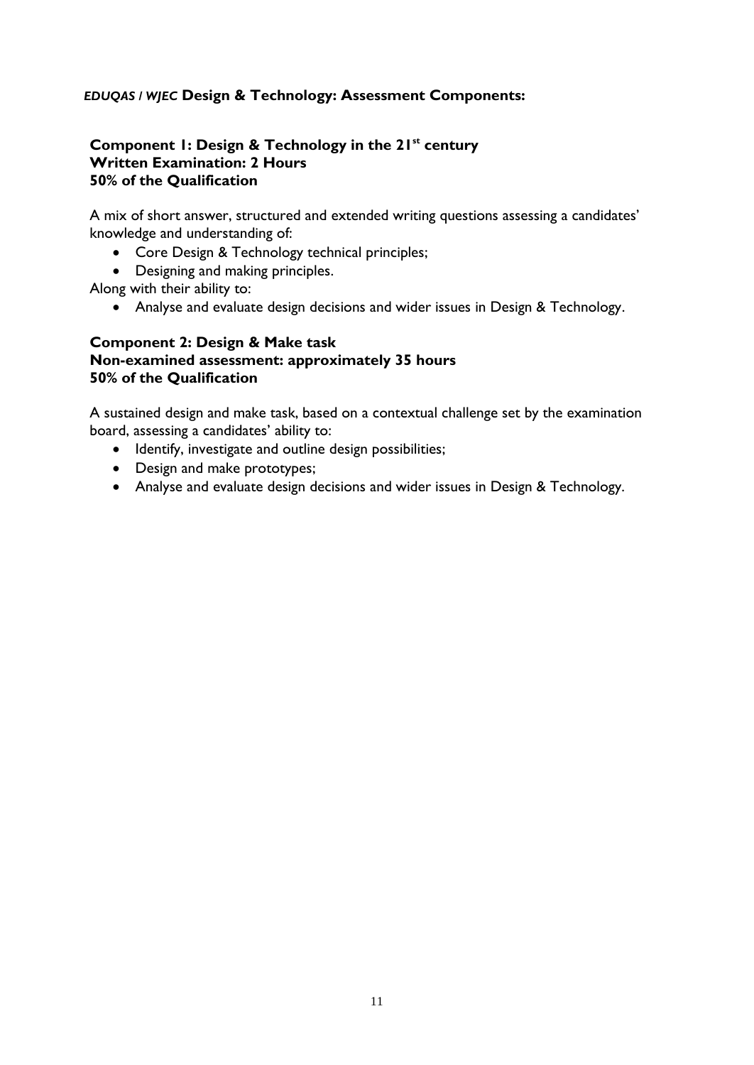## *EDUQAS / WJEC* **Design & Technology: Assessment Components:**

### Component 1: Design & Technology in the 21st century
**Written Examination: 2 Hours**
**50% of the Qualification**

A mix of short answer, structured and extended writing questions assessing a candidates' knowledge and understanding of:

- Core Design & Technology technical principles;
- Designing and making principles.

Along with their ability to:

- Analyse and evaluate design decisions and wider issues in Design & Technology.

### Component 2: Design & Make task
**Non-examined assessment: approximately 35 hours**
**50% of the Qualification**

A sustained design and make task, based on a contextual challenge set by the examination board, assessing a candidates' ability to:

- Identify, investigate and outline design possibilities;
- Design and make prototypes;
- Analyse and evaluate design decisions and wider issues in Design & Technology.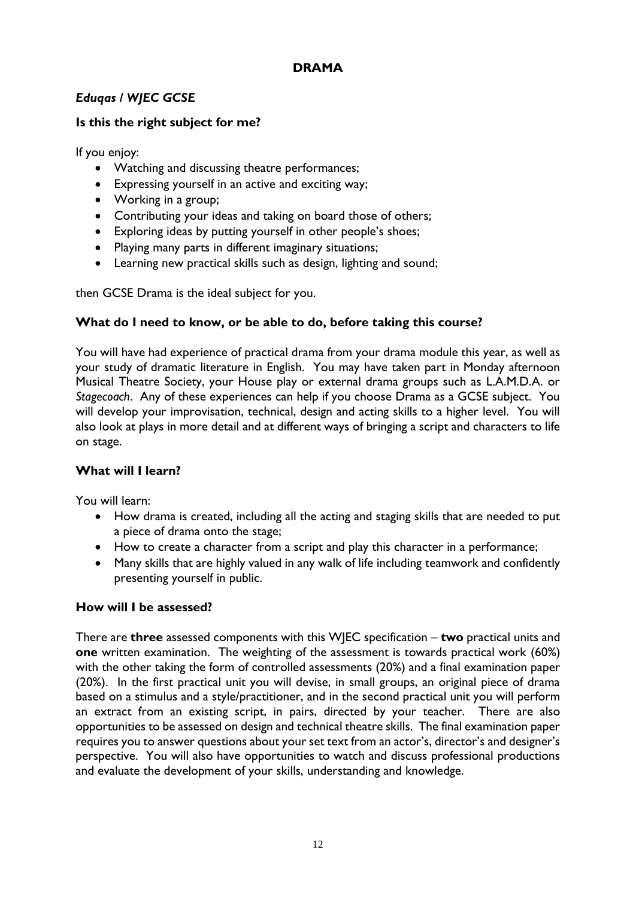# DRAMA

## *Eduqas / WJEC GCSE*

### Is this the right subject for me?

If you enjoy:

- Watching and discussing theatre performances;
- Expressing yourself in an active and exciting way;
- Working in a group;
- Contributing your ideas and taking on board those of others;
- Exploring ideas by putting yourself in other people's shoes;
- Playing many parts in different imaginary situations;
- Learning new practical skills such as design, lighting and sound;

then GCSE Drama is the ideal subject for you.

### What do I need to know, or be able to do, before taking this course?

You will have had experience of practical drama from your drama module this year, as well as your study of dramatic literature in English. You may have taken part in Monday afternoon Musical Theatre Society, your House play or external drama groups such as L.A.M.D.A. or *Stagecoach*. Any of these experiences can help if you choose Drama as a GCSE subject. You will develop your improvisation, technical, design and acting skills to a higher level. You will also look at plays in more detail and at different ways of bringing a script and characters to life on stage.

### What will I learn?

You will learn:

- How drama is created, including all the acting and staging skills that are needed to put a piece of drama onto the stage;
- How to create a character from a script and play this character in a performance;
- Many skills that are highly valued in any walk of life including teamwork and confidently presenting yourself in public.

### How will I be assessed?

There are **three** assessed components with this WJEC specification – **two** practical units and **one** written examination. The weighting of the assessment is towards practical work (60%) with the other taking the form of controlled assessments (20%) and a final examination paper (20%). In the first practical unit you will devise, in small groups, an original piece of drama based on a stimulus and a style/practitioner, and in the second practical unit you will perform an extract from an existing script, in pairs, directed by your teacher. There are also opportunities to be assessed on design and technical theatre skills. The final examination paper requires you to answer questions about your set text from an actor's, director's and designer's perspective. You will also have opportunities to watch and discuss professional productions and evaluate the development of your skills, understanding and knowledge.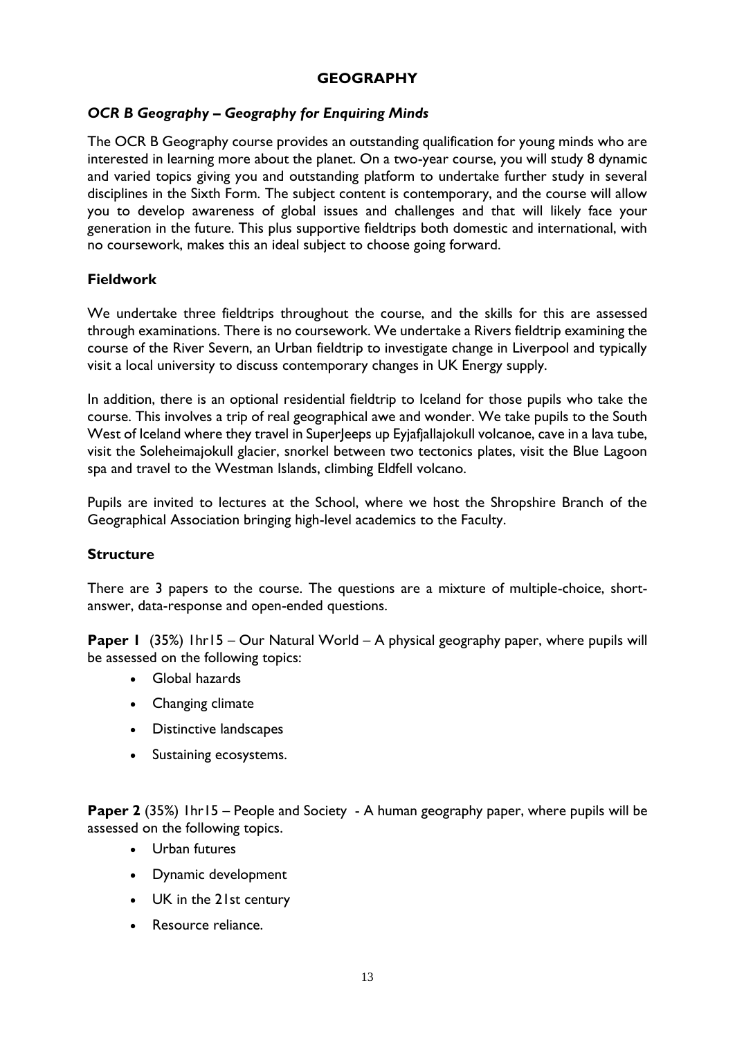# GEOGRAPHY

## *OCR B Geography – Geography for Enquiring Minds*

The OCR B Geography course provides an outstanding qualification for young minds who are interested in learning more about the planet. On a two-year course, you will study 8 dynamic and varied topics giving you and outstanding platform to undertake further study in several disciplines in the Sixth Form. The subject content is contemporary, and the course will allow you to develop awareness of global issues and challenges and that will likely face your generation in the future. This plus supportive fieldtrips both domestic and international, with no coursework, makes this an ideal subject to choose going forward.

### Fieldwork

We undertake three fieldtrips throughout the course, and the skills for this are assessed through examinations. There is no coursework. We undertake a Rivers fieldtrip examining the course of the River Severn, an Urban fieldtrip to investigate change in Liverpool and typically visit a local university to discuss contemporary changes in UK Energy supply.

In addition, there is an optional residential fieldtrip to Iceland for those pupils who take the course. This involves a trip of real geographical awe and wonder. We take pupils to the South West of Iceland where they travel in SuperJeeps up Eyjafjallajokull volcanoe, cave in a lava tube, visit the Soleheimajokull glacier, snorkel between two tectonics plates, visit the Blue Lagoon spa and travel to the Westman Islands, climbing Eldfell volcano.

Pupils are invited to lectures at the School, where we host the Shropshire Branch of the Geographical Association bringing high-level academics to the Faculty.

### Structure

There are 3 papers to the course. The questions are a mixture of multiple-choice, short-answer, data-response and open-ended questions.

**Paper 1** (35%) 1hr15 – Our Natural World – A physical geography paper, where pupils will be assessed on the following topics:

- Global hazards
- Changing climate
- Distinctive landscapes
- Sustaining ecosystems.

**Paper 2** (35%) 1hr15 – People and Society - A human geography paper, where pupils will be assessed on the following topics.

- Urban futures
- Dynamic development
- UK in the 21st century
- Resource reliance.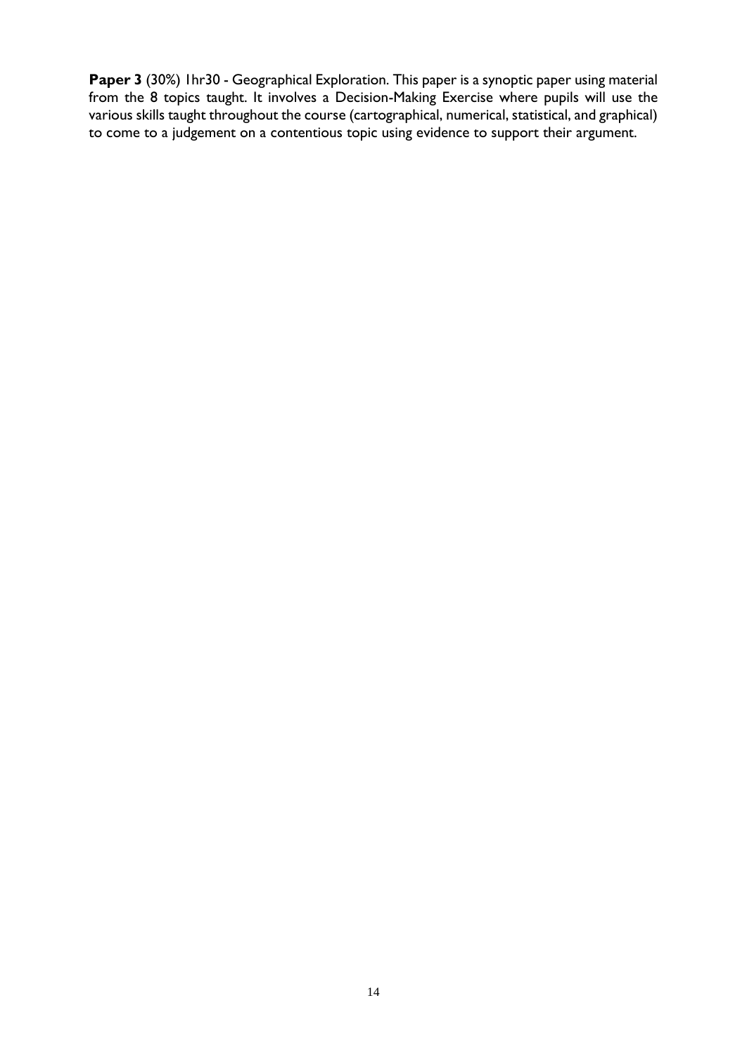**Paper 3** (30%) 1hr30 - Geographical Exploration. This paper is a synoptic paper using material from the 8 topics taught. It involves a Decision-Making Exercise where pupils will use the various skills taught throughout the course (cartographical, numerical, statistical, and graphical) to come to a judgement on a contentious topic using evidence to support their argument.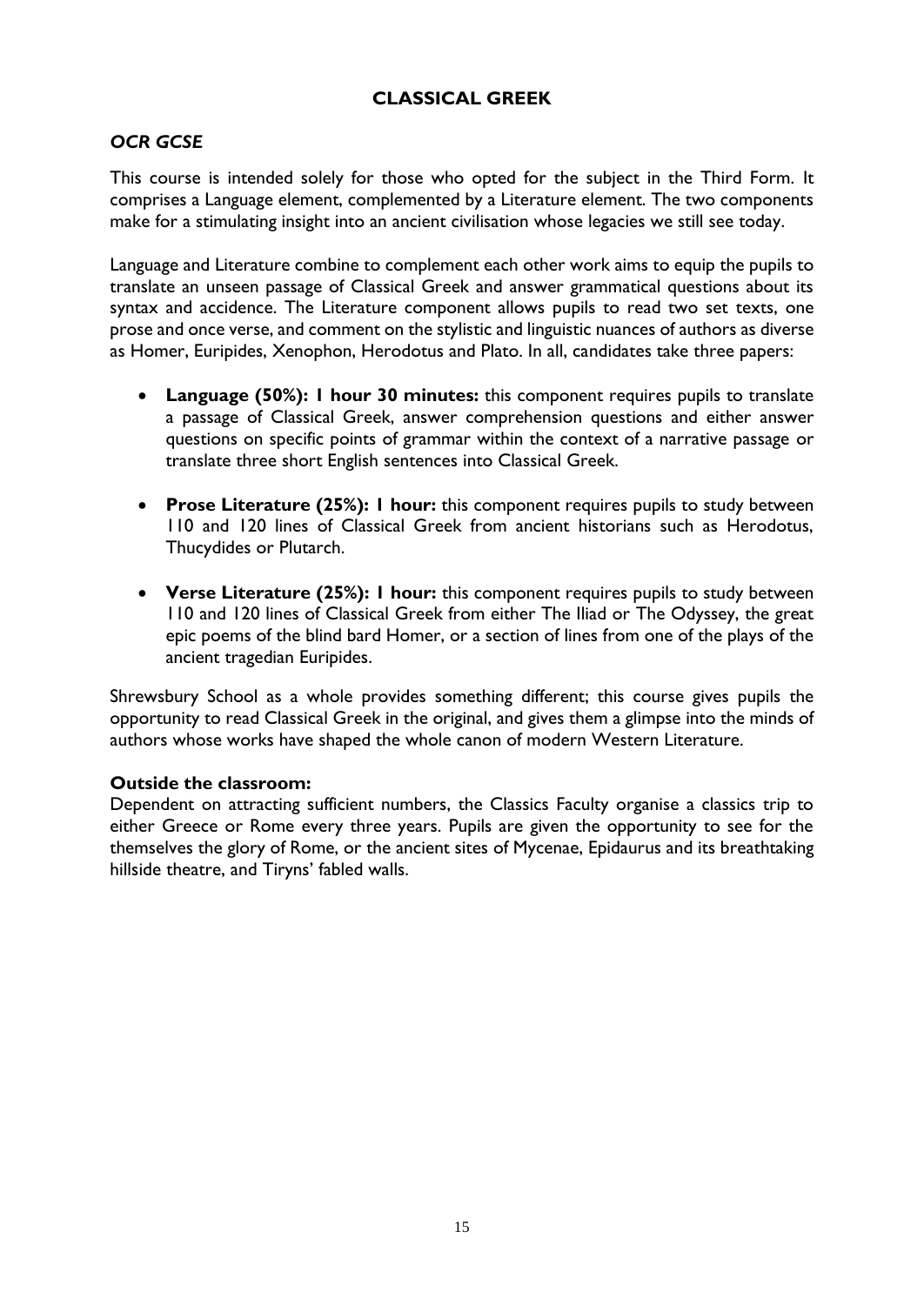## CLASSICAL GREEK

### *OCR GCSE*

This course is intended solely for those who opted for the subject in the Third Form. It comprises a Language element, complemented by a Literature element. The two components make for a stimulating insight into an ancient civilisation whose legacies we still see today.

Language and Literature combine to complement each other work aims to equip the pupils to translate an unseen passage of Classical Greek and answer grammatical questions about its syntax and accidence. The Literature component allows pupils to read two set texts, one prose and once verse, and comment on the stylistic and linguistic nuances of authors as diverse as Homer, Euripides, Xenophon, Herodotus and Plato. In all, candidates take three papers:

- **Language (50%): 1 hour 30 minutes:** this component requires pupils to translate a passage of Classical Greek, answer comprehension questions and either answer questions on specific points of grammar within the context of a narrative passage or translate three short English sentences into Classical Greek.
- **Prose Literature (25%): 1 hour:** this component requires pupils to study between 110 and 120 lines of Classical Greek from ancient historians such as Herodotus, Thucydides or Plutarch.
- **Verse Literature (25%): 1 hour:** this component requires pupils to study between 110 and 120 lines of Classical Greek from either The Iliad or The Odyssey, the great epic poems of the blind bard Homer, or a section of lines from one of the plays of the ancient tragedian Euripides.

Shrewsbury School as a whole provides something different; this course gives pupils the opportunity to read Classical Greek in the original, and gives them a glimpse into the minds of authors whose works have shaped the whole canon of modern Western Literature.

**Outside the classroom:**
Dependent on attracting sufficient numbers, the Classics Faculty organise a classics trip to either Greece or Rome every three years. Pupils are given the opportunity to see for the themselves the glory of Rome, or the ancient sites of Mycenae, Epidaurus and its breathtaking hillside theatre, and Tiryns' fabled walls.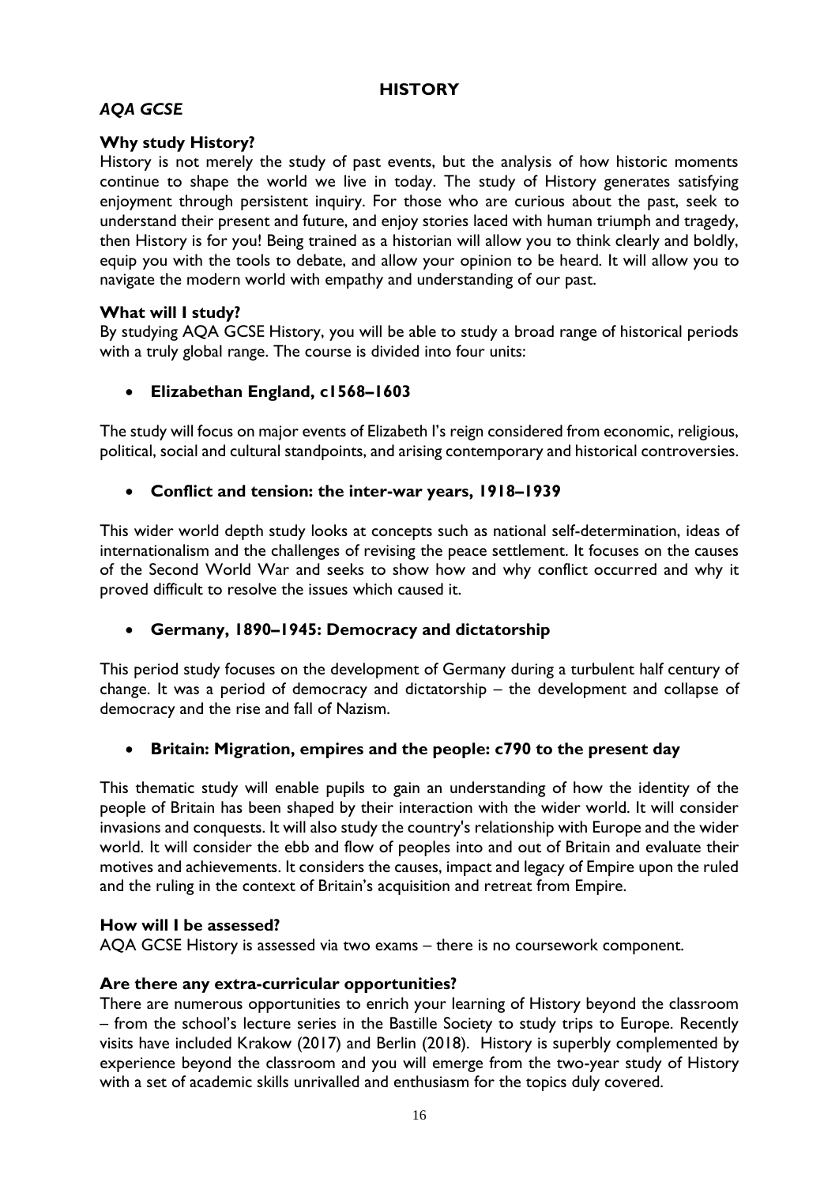# HISTORY

## *AQA GCSE*

### Why study History?

History is not merely the study of past events, but the analysis of how historic moments continue to shape the world we live in today. The study of History generates satisfying enjoyment through persistent inquiry. For those who are curious about the past, seek to understand their present and future, and enjoy stories laced with human triumph and tragedy, then History is for you! Being trained as a historian will allow you to think clearly and boldly, equip you with the tools to debate, and allow your opinion to be heard. It will allow you to navigate the modern world with empathy and understanding of our past.

### What will I study?

By studying AQA GCSE History, you will be able to study a broad range of historical periods with a truly global range. The course is divided into four units:

- **Elizabethan England, c1568–1603**

The study will focus on major events of Elizabeth I's reign considered from economic, religious, political, social and cultural standpoints, and arising contemporary and historical controversies.

- **Conflict and tension: the inter-war years, 1918–1939**

This wider world depth study looks at concepts such as national self-determination, ideas of internationalism and the challenges of revising the peace settlement. It focuses on the causes of the Second World War and seeks to show how and why conflict occurred and why it proved difficult to resolve the issues which caused it.

- **Germany, 1890–1945: Democracy and dictatorship**

This period study focuses on the development of Germany during a turbulent half century of change. It was a period of democracy and dictatorship – the development and collapse of democracy and the rise and fall of Nazism.

- **Britain: Migration, empires and the people: c790 to the present day**

This thematic study will enable pupils to gain an understanding of how the identity of the people of Britain has been shaped by their interaction with the wider world. It will consider invasions and conquests. It will also study the country's relationship with Europe and the wider world. It will consider the ebb and flow of peoples into and out of Britain and evaluate their motives and achievements. It considers the causes, impact and legacy of Empire upon the ruled and the ruling in the context of Britain's acquisition and retreat from Empire.

### How will I be assessed?

AQA GCSE History is assessed via two exams – there is no coursework component.

### Are there any extra-curricular opportunities?

There are numerous opportunities to enrich your learning of History beyond the classroom – from the school's lecture series in the Bastille Society to study trips to Europe. Recently visits have included Krakow (2017) and Berlin (2018). History is superbly complemented by experience beyond the classroom and you will emerge from the two-year study of History with a set of academic skills unrivalled and enthusiasm for the topics duly covered.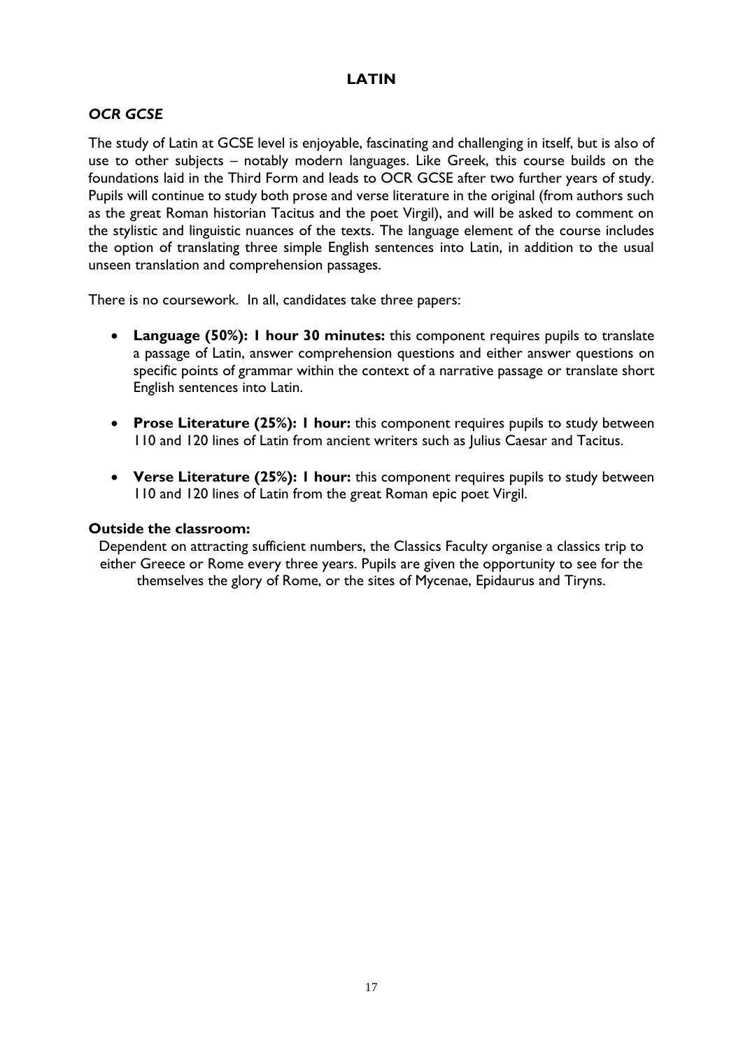# LATIN

## *OCR GCSE*

The study of Latin at GCSE level is enjoyable, fascinating and challenging in itself, but is also of use to other subjects – notably modern languages. Like Greek, this course builds on the foundations laid in the Third Form and leads to OCR GCSE after two further years of study. Pupils will continue to study both prose and verse literature in the original (from authors such as the great Roman historian Tacitus and the poet Virgil), and will be asked to comment on the stylistic and linguistic nuances of the texts. The language element of the course includes the option of translating three simple English sentences into Latin, in addition to the usual unseen translation and comprehension passages.

There is no coursework. In all, candidates take three papers:

- **Language (50%): 1 hour 30 minutes:** this component requires pupils to translate a passage of Latin, answer comprehension questions and either answer questions on specific points of grammar within the context of a narrative passage or translate short English sentences into Latin.
- **Prose Literature (25%): 1 hour:** this component requires pupils to study between 110 and 120 lines of Latin from ancient writers such as Julius Caesar and Tacitus.
- **Verse Literature (25%): 1 hour:** this component requires pupils to study between 110 and 120 lines of Latin from the great Roman epic poet Virgil.

**Outside the classroom:**

Dependent on attracting sufficient numbers, the Classics Faculty organise a classics trip to either Greece or Rome every three years. Pupils are given the opportunity to see for the themselves the glory of Rome, or the sites of Mycenae, Epidaurus and Tiryns.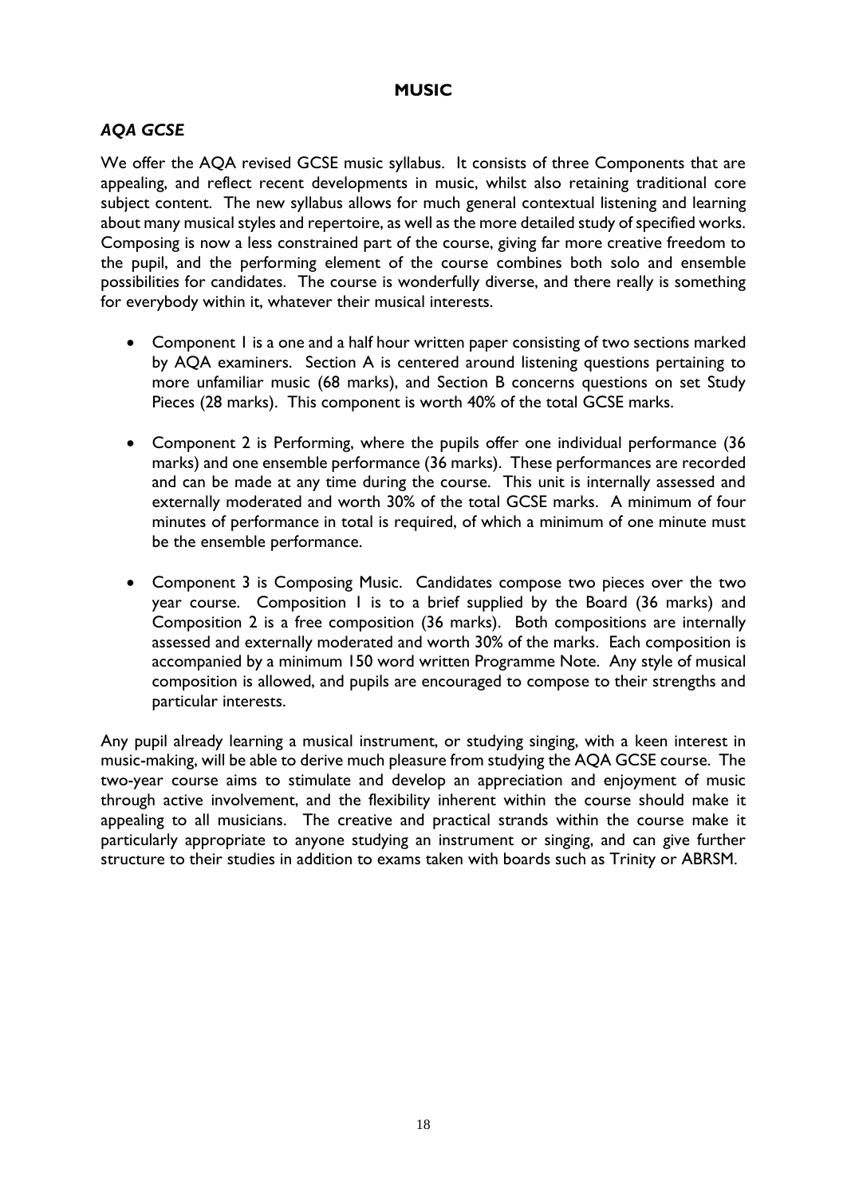# MUSIC

## *AQA GCSE*

We offer the AQA revised GCSE music syllabus. It consists of three Components that are appealing, and reflect recent developments in music, whilst also retaining traditional core subject content. The new syllabus allows for much general contextual listening and learning about many musical styles and repertoire, as well as the more detailed study of specified works. Composing is now a less constrained part of the course, giving far more creative freedom to the pupil, and the performing element of the course combines both solo and ensemble possibilities for candidates. The course is wonderfully diverse, and there really is something for everybody within it, whatever their musical interests.

- Component 1 is a one and a half hour written paper consisting of two sections marked by AQA examiners. Section A is centered around listening questions pertaining to more unfamiliar music (68 marks), and Section B concerns questions on set Study Pieces (28 marks). This component is worth 40% of the total GCSE marks.

- Component 2 is Performing, where the pupils offer one individual performance (36 marks) and one ensemble performance (36 marks). These performances are recorded and can be made at any time during the course. This unit is internally assessed and externally moderated and worth 30% of the total GCSE marks. A minimum of four minutes of performance in total is required, of which a minimum of one minute must be the ensemble performance.

- Component 3 is Composing Music. Candidates compose two pieces over the two year course. Composition 1 is to a brief supplied by the Board (36 marks) and Composition 2 is a free composition (36 marks). Both compositions are internally assessed and externally moderated and worth 30% of the marks. Each composition is accompanied by a minimum 150 word written Programme Note. Any style of musical composition is allowed, and pupils are encouraged to compose to their strengths and particular interests.

Any pupil already learning a musical instrument, or studying singing, with a keen interest in music-making, will be able to derive much pleasure from studying the AQA GCSE course. The two-year course aims to stimulate and develop an appreciation and enjoyment of music through active involvement, and the flexibility inherent within the course should make it appealing to all musicians. The creative and practical strands within the course make it particularly appropriate to anyone studying an instrument or singing, and can give further structure to their studies in addition to exams taken with boards such as Trinity or ABRSM.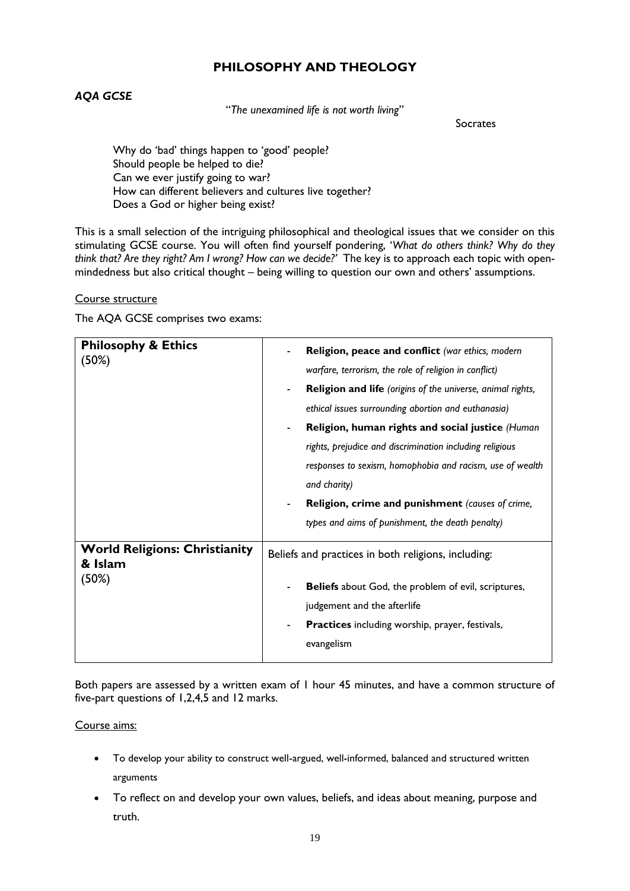# PHILOSOPHY AND THEOLOGY

### *AQA GCSE*

"*The unexamined life is not worth living*"

Socrates

Why do 'bad' things happen to 'good' people?
Should people be helped to die?
Can we ever justify going to war?
How can different believers and cultures live together?
Does a God or higher being exist?

This is a small selection of the intriguing philosophical and theological issues that we consider on this stimulating GCSE course. You will often find yourself pondering, '*What do others think? Why do they think that? Are they right? Am I wrong? How can we decide?*' The key is to approach each topic with open-mindedness but also critical thought – being willing to question our own and others' assumptions.

Course structure

The AQA GCSE comprises two exams:

| | |
|---|---|
| **Philosophy & Ethics** (50%) | - **Religion, peace and conflict** *(war ethics, modern warfare, terrorism, the role of religion in conflict)*<br>- **Religion and life** *(origins of the universe, animal rights, ethical issues surrounding abortion and euthanasia)*<br>- **Religion, human rights and social justice** *(Human rights, prejudice and discrimination including religious responses to sexism, homophobia and racism, use of wealth and charity)*<br>- **Religion, crime and punishment** *(causes of crime, types and aims of punishment, the death penalty)* |
| **World Religions: Christianity & Islam** (50%) | Beliefs and practices in both religions, including:<br>- **Beliefs** about God, the problem of evil, scriptures, judgement and the afterlife<br>- **Practices** including worship, prayer, festivals, evangelism |

Both papers are assessed by a written exam of 1 hour 45 minutes, and have a common structure of five-part questions of 1,2,4,5 and 12 marks.

Course aims:

- To develop your ability to construct well-argued, well-informed, balanced and structured written arguments
- To reflect on and develop your own values, beliefs, and ideas about meaning, purpose and truth.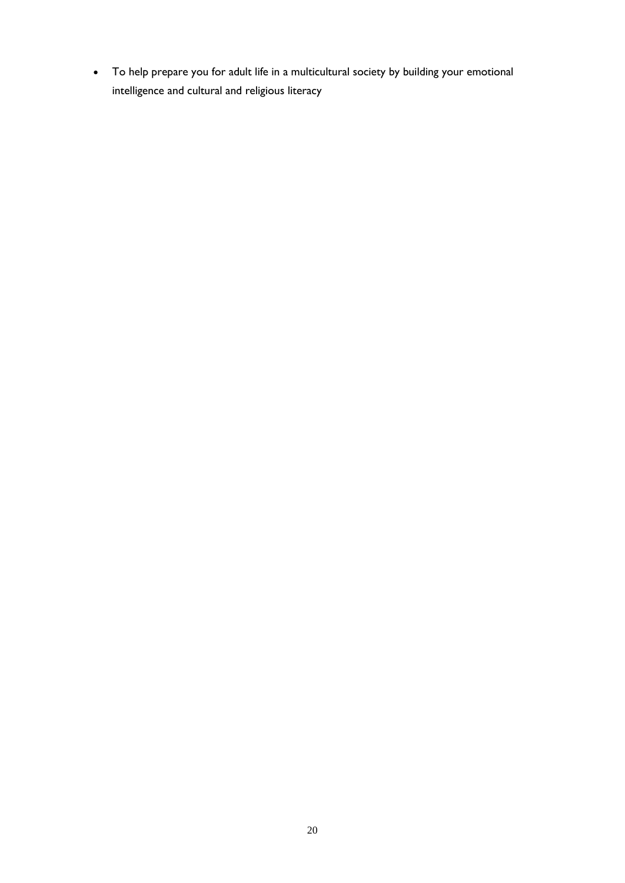- To help prepare you for adult life in a multicultural society by building your emotional intelligence and cultural and religious literacy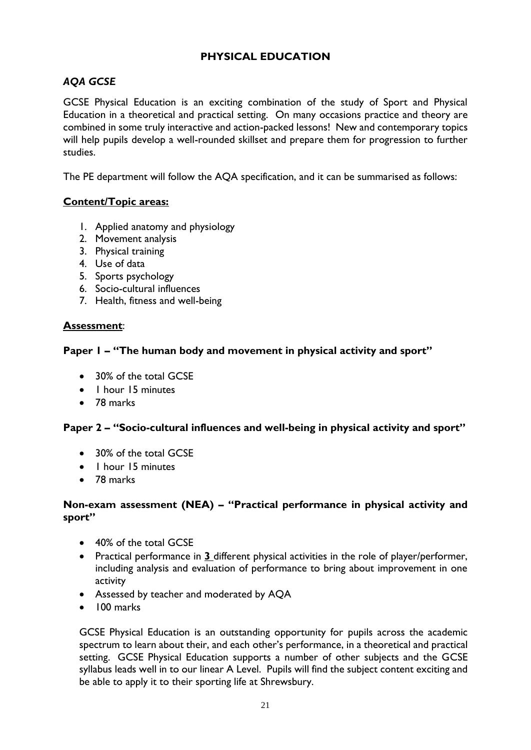# PHYSICAL EDUCATION

## *AQA GCSE*

GCSE Physical Education is an exciting combination of the study of Sport and Physical Education in a theoretical and practical setting. On many occasions practice and theory are combined in some truly interactive and action-packed lessons! New and contemporary topics will help pupils develop a well-rounded skillset and prepare them for progression to further studies.

The PE department will follow the AQA specification, and it can be summarised as follows:

### Content/Topic areas:

1. Applied anatomy and physiology
2. Movement analysis
3. Physical training
4. Use of data
5. Sports psychology
6. Socio-cultural influences
7. Health, fitness and well-being

### Assessment:

**Paper 1 – "The human body and movement in physical activity and sport"**

- 30% of the total GCSE
- 1 hour 15 minutes
- 78 marks

**Paper 2 – "Socio-cultural influences and well-being in physical activity and sport"**

- 30% of the total GCSE
- 1 hour 15 minutes
- 78 marks

**Non-exam assessment (NEA) – "Practical performance in physical activity and sport"**

- 40% of the total GCSE
- Practical performance in **3** different physical activities in the role of player/performer, including analysis and evaluation of performance to bring about improvement in one activity
- Assessed by teacher and moderated by AQA
- 100 marks

GCSE Physical Education is an outstanding opportunity for pupils across the academic spectrum to learn about their, and each other's performance, in a theoretical and practical setting. GCSE Physical Education supports a number of other subjects and the GCSE syllabus leads well in to our linear A Level. Pupils will find the subject content exciting and be able to apply it to their sporting life at Shrewsbury.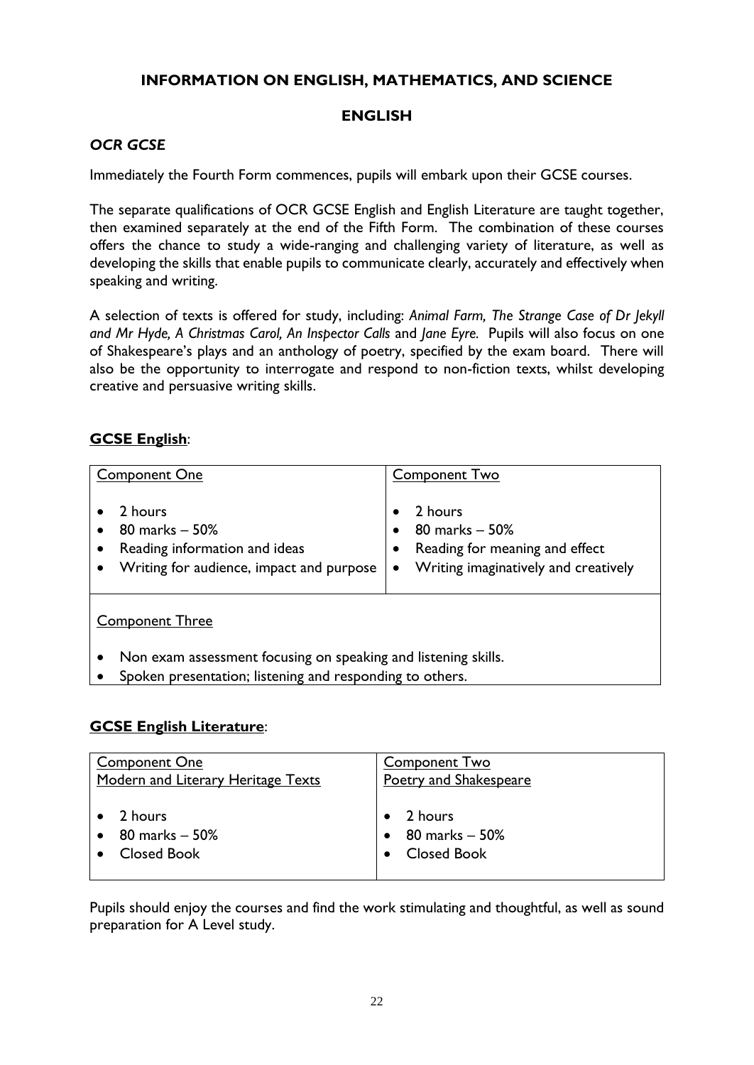# INFORMATION ON ENGLISH, MATHEMATICS, AND SCIENCE

## ENGLISH

### *OCR GCSE*

Immediately the Fourth Form commences, pupils will embark upon their GCSE courses.

The separate qualifications of OCR GCSE English and English Literature are taught together, then examined separately at the end of the Fifth Form. The combination of these courses offers the chance to study a wide-ranging and challenging variety of literature, as well as developing the skills that enable pupils to communicate clearly, accurately and effectively when speaking and writing.

A selection of texts is offered for study, including: *Animal Farm, The Strange Case of Dr Jekyll and Mr Hyde, A Christmas Carol, An Inspector Calls* and *Jane Eyre.* Pupils will also focus on one of Shakespeare's plays and an anthology of poetry, specified by the exam board. There will also be the opportunity to interrogate and respond to non-fiction texts, whilst developing creative and persuasive writing skills.

**GCSE English**:

| Component One | Component Two |
|---|---|
| • 2 hours<br>• 80 marks – 50%<br>• Reading information and ideas<br>• Writing for audience, impact and purpose | • 2 hours<br>• 80 marks – 50%<br>• Reading for meaning and effect<br>• Writing imaginatively and creatively |
| Component Three<br>• Non exam assessment focusing on speaking and listening skills.<br>• Spoken presentation; listening and responding to others. | |

**GCSE English Literature**:

| Component One<br>Modern and Literary Heritage Texts | Component Two<br>Poetry and Shakespeare |
|---|---|
| • 2 hours<br>• 80 marks – 50%<br>• Closed Book | • 2 hours<br>• 80 marks – 50%<br>• Closed Book |

Pupils should enjoy the courses and find the work stimulating and thoughtful, as well as sound preparation for A Level study.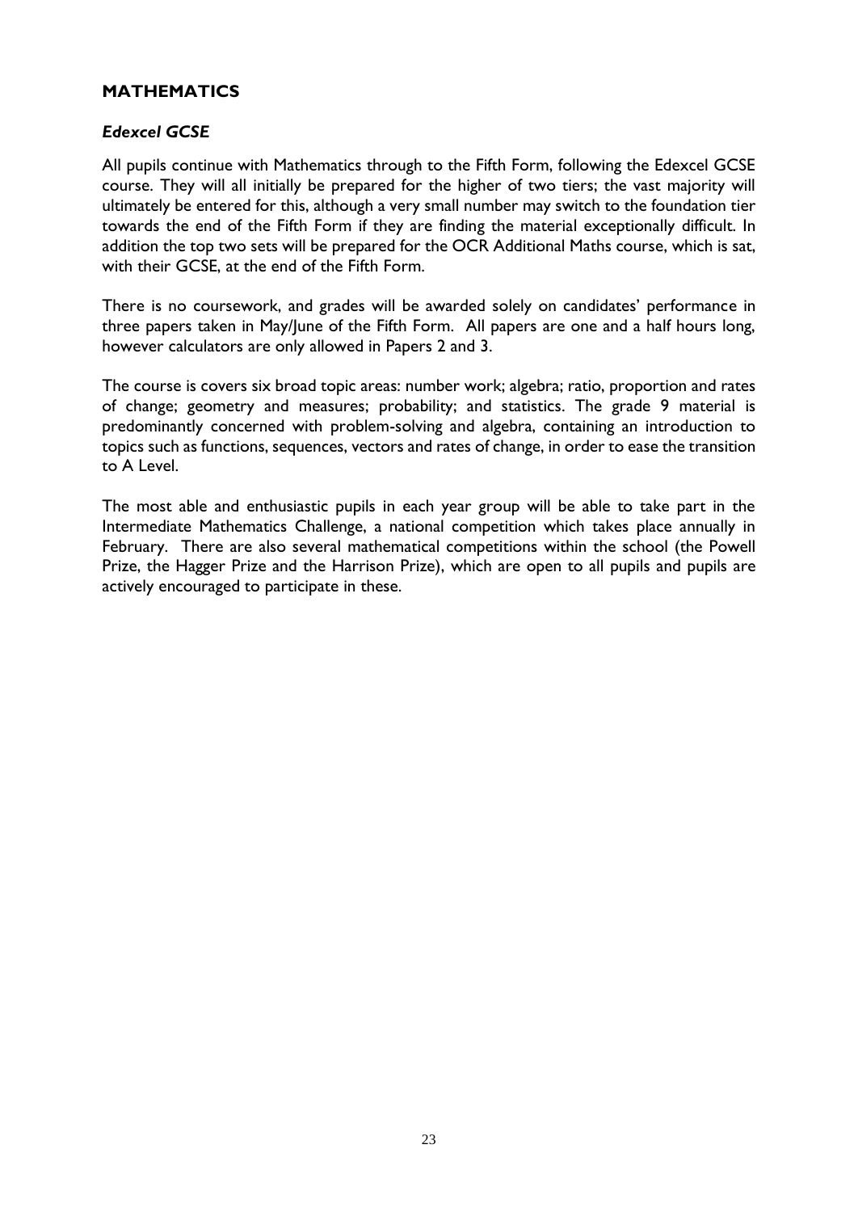## MATHEMATICS

### *Edexcel GCSE*

All pupils continue with Mathematics through to the Fifth Form, following the Edexcel GCSE course. They will all initially be prepared for the higher of two tiers; the vast majority will ultimately be entered for this, although a very small number may switch to the foundation tier towards the end of the Fifth Form if they are finding the material exceptionally difficult. In addition the top two sets will be prepared for the OCR Additional Maths course, which is sat, with their GCSE, at the end of the Fifth Form.

There is no coursework, and grades will be awarded solely on candidates' performance in three papers taken in May/June of the Fifth Form. All papers are one and a half hours long, however calculators are only allowed in Papers 2 and 3.

The course is covers six broad topic areas: number work; algebra; ratio, proportion and rates of change; geometry and measures; probability; and statistics. The grade 9 material is predominantly concerned with problem-solving and algebra, containing an introduction to topics such as functions, sequences, vectors and rates of change, in order to ease the transition to A Level.

The most able and enthusiastic pupils in each year group will be able to take part in the Intermediate Mathematics Challenge, a national competition which takes place annually in February. There are also several mathematical competitions within the school (the Powell Prize, the Hagger Prize and the Harrison Prize), which are open to all pupils and pupils are actively encouraged to participate in these.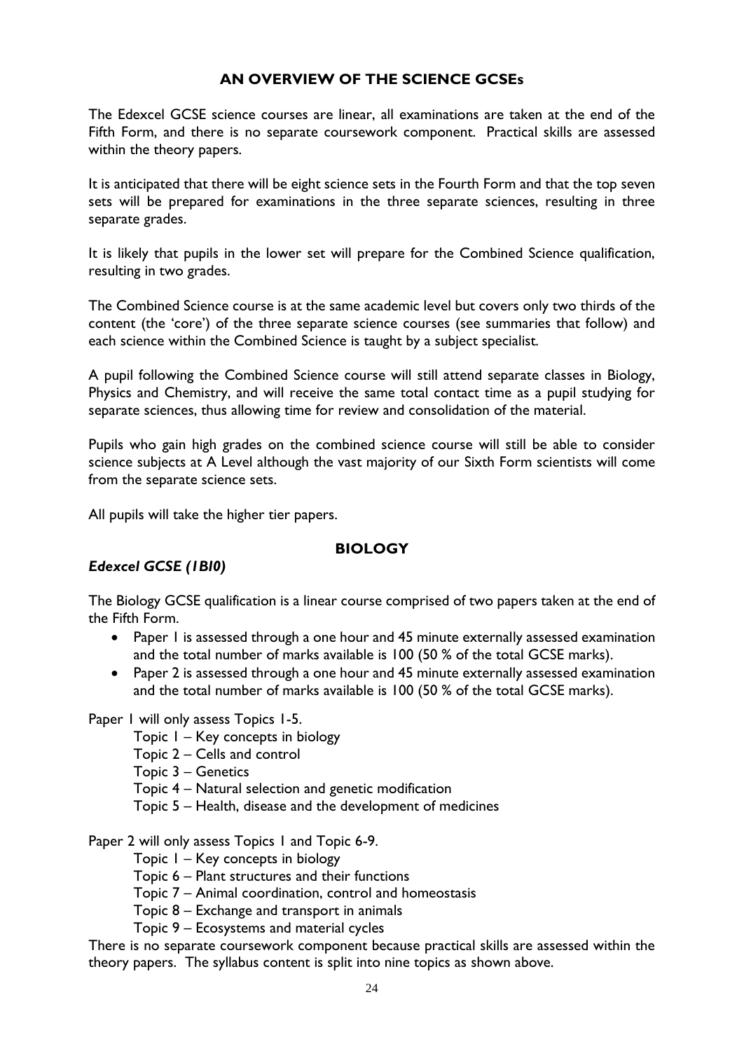## AN OVERVIEW OF THE SCIENCE GCSEs

The Edexcel GCSE science courses are linear, all examinations are taken at the end of the Fifth Form, and there is no separate coursework component. Practical skills are assessed within the theory papers.

It is anticipated that there will be eight science sets in the Fourth Form and that the top seven sets will be prepared for examinations in the three separate sciences, resulting in three separate grades.

It is likely that pupils in the lower set will prepare for the Combined Science qualification, resulting in two grades.

The Combined Science course is at the same academic level but covers only two thirds of the content (the 'core') of the three separate science courses (see summaries that follow) and each science within the Combined Science is taught by a subject specialist.

A pupil following the Combined Science course will still attend separate classes in Biology, Physics and Chemistry, and will receive the same total contact time as a pupil studying for separate sciences, thus allowing time for review and consolidation of the material.

Pupils who gain high grades on the combined science course will still be able to consider science subjects at A Level although the vast majority of our Sixth Form scientists will come from the separate science sets.

All pupils will take the higher tier papers.

## BIOLOGY

***Edexcel GCSE (1BI0)***

The Biology GCSE qualification is a linear course comprised of two papers taken at the end of the Fifth Form.

- Paper 1 is assessed through a one hour and 45 minute externally assessed examination and the total number of marks available is 100 (50 % of the total GCSE marks).
- Paper 2 is assessed through a one hour and 45 minute externally assessed examination and the total number of marks available is 100 (50 % of the total GCSE marks).

Paper 1 will only assess Topics 1-5.

- Topic 1 – Key concepts in biology
- Topic 2 – Cells and control
- Topic 3 – Genetics
- Topic 4 – Natural selection and genetic modification
- Topic 5 – Health, disease and the development of medicines

Paper 2 will only assess Topics 1 and Topic 6-9.

- Topic 1 – Key concepts in biology
- Topic 6 – Plant structures and their functions
- Topic 7 – Animal coordination, control and homeostasis
- Topic 8 – Exchange and transport in animals
- Topic 9 – Ecosystems and material cycles

There is no separate coursework component because practical skills are assessed within the theory papers. The syllabus content is split into nine topics as shown above.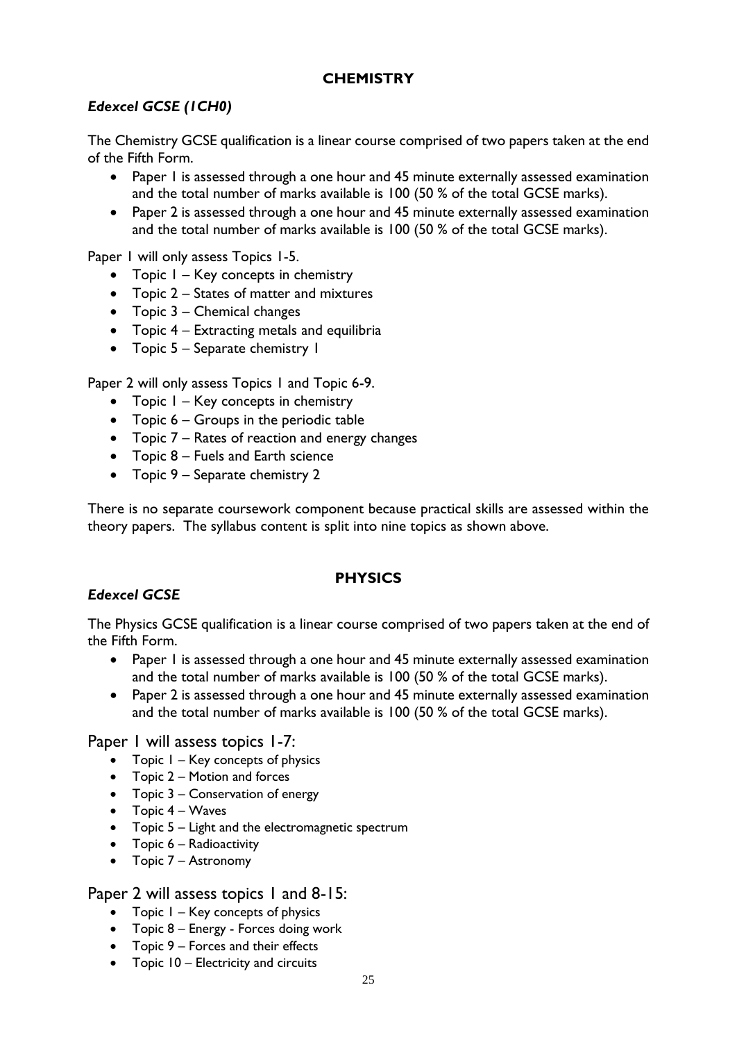## CHEMISTRY

### *Edexcel GCSE (1CH0)*

The Chemistry GCSE qualification is a linear course comprised of two papers taken at the end of the Fifth Form.

- Paper 1 is assessed through a one hour and 45 minute externally assessed examination and the total number of marks available is 100 (50 % of the total GCSE marks).
- Paper 2 is assessed through a one hour and 45 minute externally assessed examination and the total number of marks available is 100 (50 % of the total GCSE marks).

Paper 1 will only assess Topics 1-5.

- Topic 1 – Key concepts in chemistry
- Topic 2 – States of matter and mixtures
- Topic 3 – Chemical changes
- Topic 4 – Extracting metals and equilibria
- Topic 5 – Separate chemistry 1

Paper 2 will only assess Topics 1 and Topic 6-9.

- Topic 1 – Key concepts in chemistry
- Topic 6 – Groups in the periodic table
- Topic 7 – Rates of reaction and energy changes
- Topic 8 – Fuels and Earth science
- Topic 9 – Separate chemistry 2

There is no separate coursework component because practical skills are assessed within the theory papers. The syllabus content is split into nine topics as shown above.

## PHYSICS

### *Edexcel GCSE*

The Physics GCSE qualification is a linear course comprised of two papers taken at the end of the Fifth Form.

- Paper 1 is assessed through a one hour and 45 minute externally assessed examination and the total number of marks available is 100 (50 % of the total GCSE marks).
- Paper 2 is assessed through a one hour and 45 minute externally assessed examination and the total number of marks available is 100 (50 % of the total GCSE marks).

Paper 1 will assess topics 1-7:

- Topic 1 – Key concepts of physics
- Topic 2 – Motion and forces
- Topic 3 – Conservation of energy
- Topic 4 – Waves
- Topic 5 – Light and the electromagnetic spectrum
- Topic 6 – Radioactivity
- Topic 7 – Astronomy

Paper 2 will assess topics 1 and 8-15:

- Topic 1 – Key concepts of physics
- Topic 8 – Energy - Forces doing work
- Topic 9 – Forces and their effects
- Topic 10 – Electricity and circuits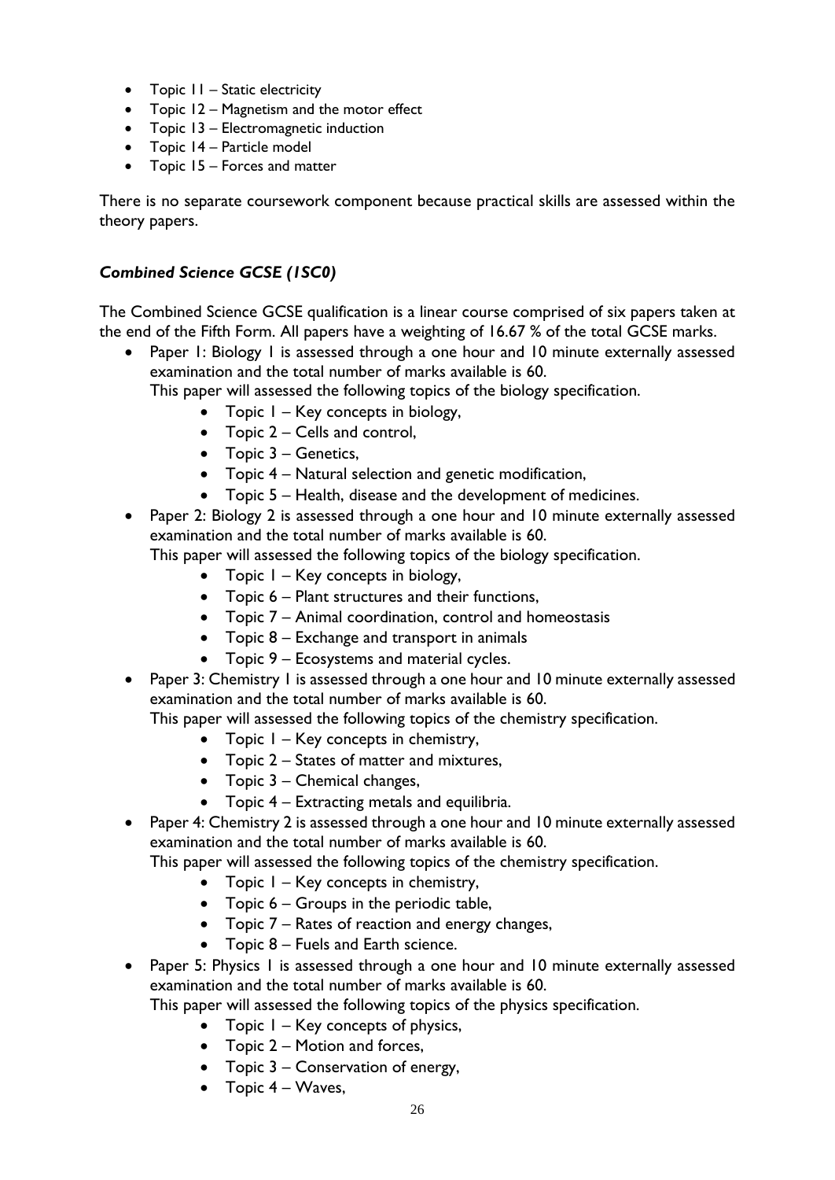- Topic 11 – Static electricity
- Topic 12 – Magnetism and the motor effect
- Topic 13 – Electromagnetic induction
- Topic 14 – Particle model
- Topic 15 – Forces and matter

There is no separate coursework component because practical skills are assessed within the theory papers.

### *Combined Science GCSE (1SC0)*

The Combined Science GCSE qualification is a linear course comprised of six papers taken at the end of the Fifth Form. All papers have a weighting of 16.67 % of the total GCSE marks.

- Paper 1: Biology 1 is assessed through a one hour and 10 minute externally assessed examination and the total number of marks available is 60.
  This paper will assessed the following topics of the biology specification.
    - Topic 1 – Key concepts in biology,
    - Topic 2 – Cells and control,
    - Topic 3 – Genetics,
    - Topic 4 – Natural selection and genetic modification,
    - Topic 5 – Health, disease and the development of medicines.
- Paper 2: Biology 2 is assessed through a one hour and 10 minute externally assessed examination and the total number of marks available is 60.
  This paper will assessed the following topics of the biology specification.
    - Topic 1 – Key concepts in biology,
    - Topic 6 – Plant structures and their functions,
    - Topic 7 – Animal coordination, control and homeostasis
    - Topic 8 – Exchange and transport in animals
    - Topic 9 – Ecosystems and material cycles.
- Paper 3: Chemistry 1 is assessed through a one hour and 10 minute externally assessed examination and the total number of marks available is 60.
  This paper will assessed the following topics of the chemistry specification.
    - Topic 1 – Key concepts in chemistry,
    - Topic 2 – States of matter and mixtures,
    - Topic 3 – Chemical changes,
    - Topic 4 – Extracting metals and equilibria.
- Paper 4: Chemistry 2 is assessed through a one hour and 10 minute externally assessed examination and the total number of marks available is 60.
  This paper will assessed the following topics of the chemistry specification.
    - Topic 1 – Key concepts in chemistry,
    - Topic 6 – Groups in the periodic table,
    - Topic 7 – Rates of reaction and energy changes,
    - Topic 8 – Fuels and Earth science.
- Paper 5: Physics 1 is assessed through a one hour and 10 minute externally assessed examination and the total number of marks available is 60.
  This paper will assessed the following topics of the physics specification.
    - Topic 1 – Key concepts of physics,
    - Topic 2 – Motion and forces,
    - Topic 3 – Conservation of energy,
    - Topic 4 – Waves,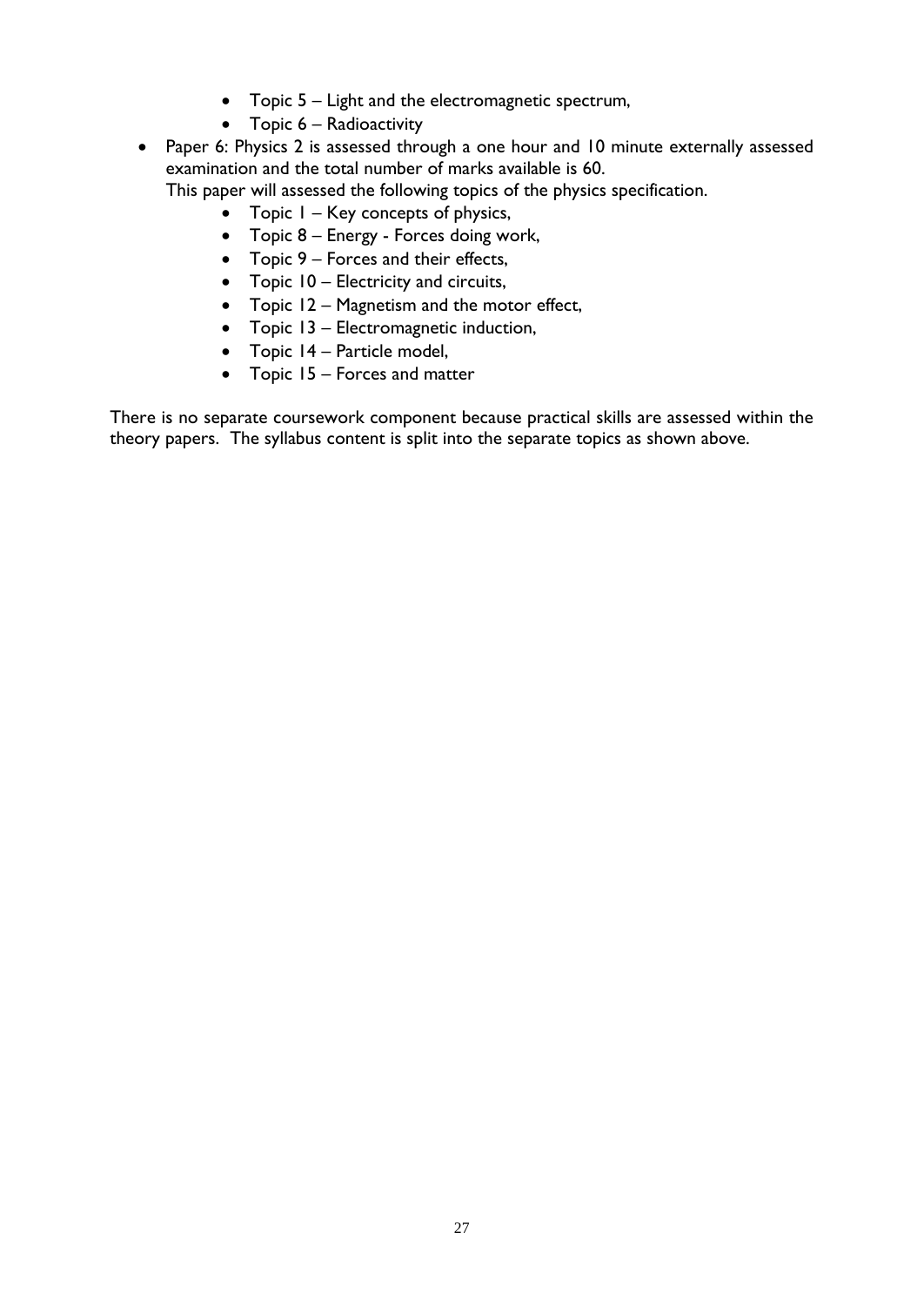- Topic 5 – Light and the electromagnetic spectrum,
  - Topic 6 – Radioactivity
- Paper 6: Physics 2 is assessed through a one hour and 10 minute externally assessed examination and the total number of marks available is 60.
  This paper will assessed the following topics of the physics specification.
  - Topic 1 – Key concepts of physics,
  - Topic 8 – Energy - Forces doing work,
  - Topic 9 – Forces and their effects,
  - Topic 10 – Electricity and circuits,
  - Topic 12 – Magnetism and the motor effect,
  - Topic 13 – Electromagnetic induction,
  - Topic 14 – Particle model,
  - Topic 15 – Forces and matter

There is no separate coursework component because practical skills are assessed within the theory papers. The syllabus content is split into the separate topics as shown above.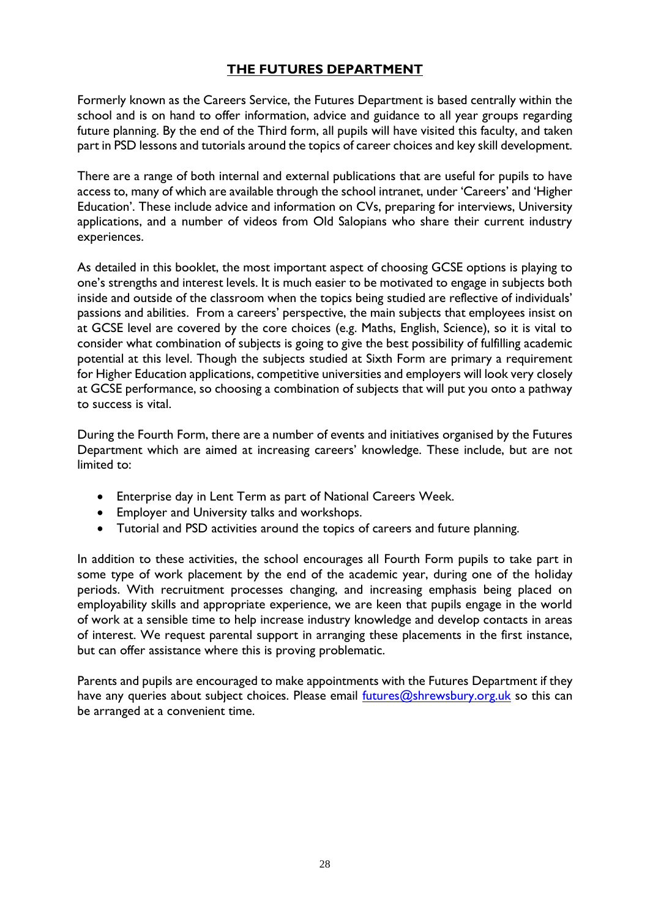# THE FUTURES DEPARTMENT

Formerly known as the Careers Service, the Futures Department is based centrally within the school and is on hand to offer information, advice and guidance to all year groups regarding future planning. By the end of the Third form, all pupils will have visited this faculty, and taken part in PSD lessons and tutorials around the topics of career choices and key skill development.

There are a range of both internal and external publications that are useful for pupils to have access to, many of which are available through the school intranet, under 'Careers' and 'Higher Education'. These include advice and information on CVs, preparing for interviews, University applications, and a number of videos from Old Salopians who share their current industry experiences.

As detailed in this booklet, the most important aspect of choosing GCSE options is playing to one's strengths and interest levels. It is much easier to be motivated to engage in subjects both inside and outside of the classroom when the topics being studied are reflective of individuals' passions and abilities. From a careers' perspective, the main subjects that employees insist on at GCSE level are covered by the core choices (e.g. Maths, English, Science), so it is vital to consider what combination of subjects is going to give the best possibility of fulfilling academic potential at this level. Though the subjects studied at Sixth Form are primary a requirement for Higher Education applications, competitive universities and employers will look very closely at GCSE performance, so choosing a combination of subjects that will put you onto a pathway to success is vital.

During the Fourth Form, there are a number of events and initiatives organised by the Futures Department which are aimed at increasing careers' knowledge. These include, but are not limited to:

- Enterprise day in Lent Term as part of National Careers Week.
- Employer and University talks and workshops.
- Tutorial and PSD activities around the topics of careers and future planning.

In addition to these activities, the school encourages all Fourth Form pupils to take part in some type of work placement by the end of the academic year, during one of the holiday periods. With recruitment processes changing, and increasing emphasis being placed on employability skills and appropriate experience, we are keen that pupils engage in the world of work at a sensible time to help increase industry knowledge and develop contacts in areas of interest. We request parental support in arranging these placements in the first instance, but can offer assistance where this is proving problematic.

Parents and pupils are encouraged to make appointments with the Futures Department if they have any queries about subject choices. Please email [futures@shrewsbury.org.uk](mailto:futures@shrewsbury.org.uk) so this can be arranged at a convenient time.